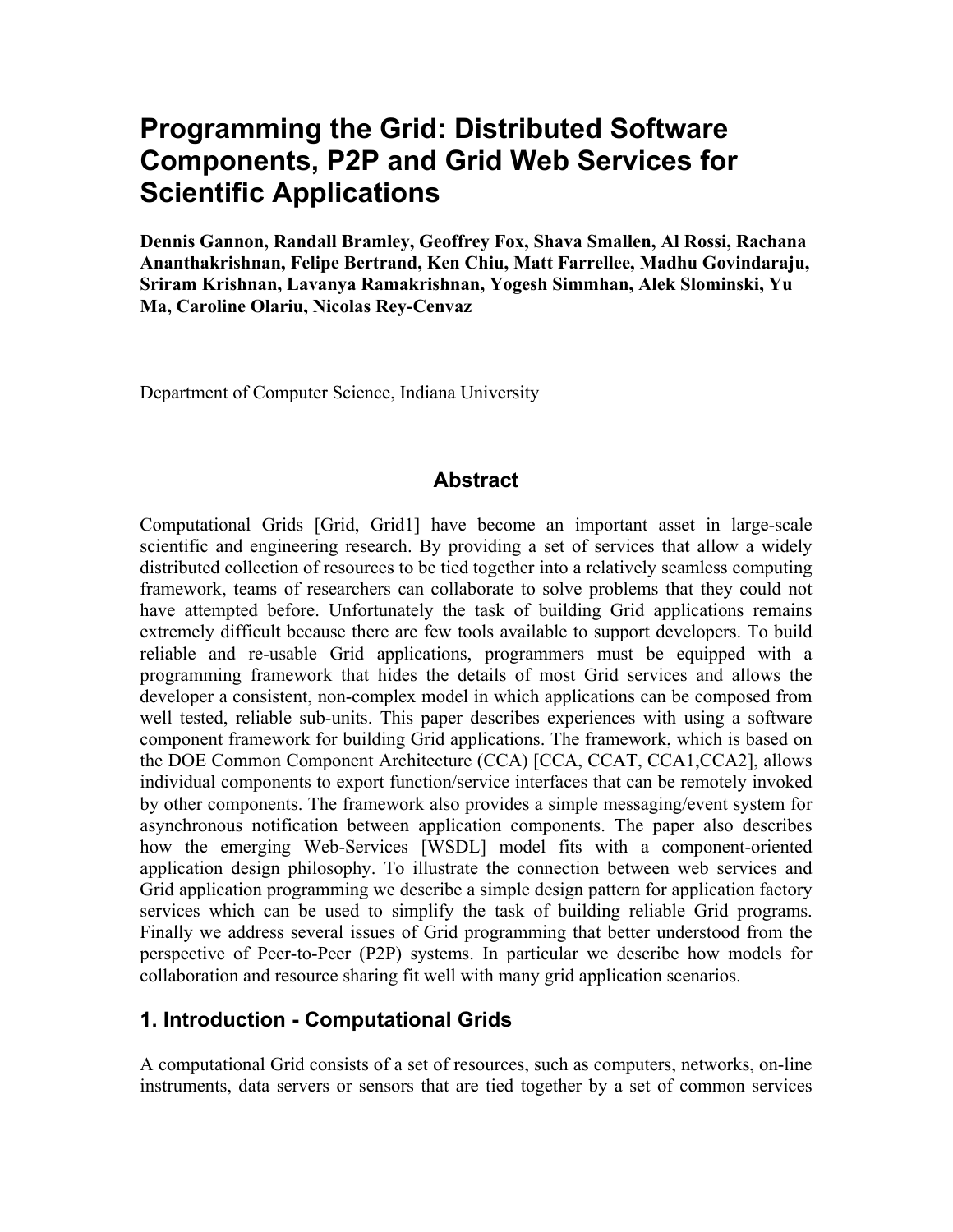# Programming the Grid: Distributed Software Components, P2P and Grid Web Services for Scientific Applications

**Dennis Gannon, Randall Bramley, Geoffrey Fox, Shava Smallen, Al Rossi, Rachana Ananthakrishnan, Felipe Bertrand, Ken Chiu, Matt Farrellee, Madhu Govindaraju, Sriram Krishnan, Lavanya Ramakrishnan, Yogesh Simmhan, Alek Slominski, Yu Ma, Caroline Olariu, Nicolas Rey-Cenvaz**

Department of Computer Science, Indiana University

## Abstract

Computational Grids [Grid, Grid1] have become an important asset in large-scale scientific and engineering research. By providing a set of services that allow a widely distributed collection of resources to be tied together into a relatively seamless computing framework, teams of researchers can collaborate to solve problems that they could not have attempted before. Unfortunately the task of building Grid applications remains extremely difficult because there are few tools available to support developers. To build reliable and re-usable Grid applications, programmers must be equipped with a programming framework that hides the details of most Grid services and allows the developer a consistent, non-complex model in which applications can be composed from well tested, reliable sub-units. This paper describes experiences with using a software component framework for building Grid applications. The framework, which is based on the DOE Common Component Architecture (CCA) [CCA, CCAT, CCA1,CCA2], allows individual components to export function/service interfaces that can be remotely invoked by other components. The framework also provides a simple messaging/event system for asynchronous notification between application components. The paper also describes how the emerging Web-Services [WSDL] model fits with a component-oriented application design philosophy. To illustrate the connection between web services and Grid application programming we describe a simple design pattern for application factory services which can be used to simplify the task of building reliable Grid programs. Finally we address several issues of Grid programming that better understood from the perspective of Peer-to-Peer (P2P) systems. In particular we describe how models for collaboration and resource sharing fit well with many grid application scenarios.

## 1. Introduction - Computational Grids

A computational Grid consists of a set of resources, such as computers, networks, on-line instruments, data servers or sensors that are tied together by a set of common services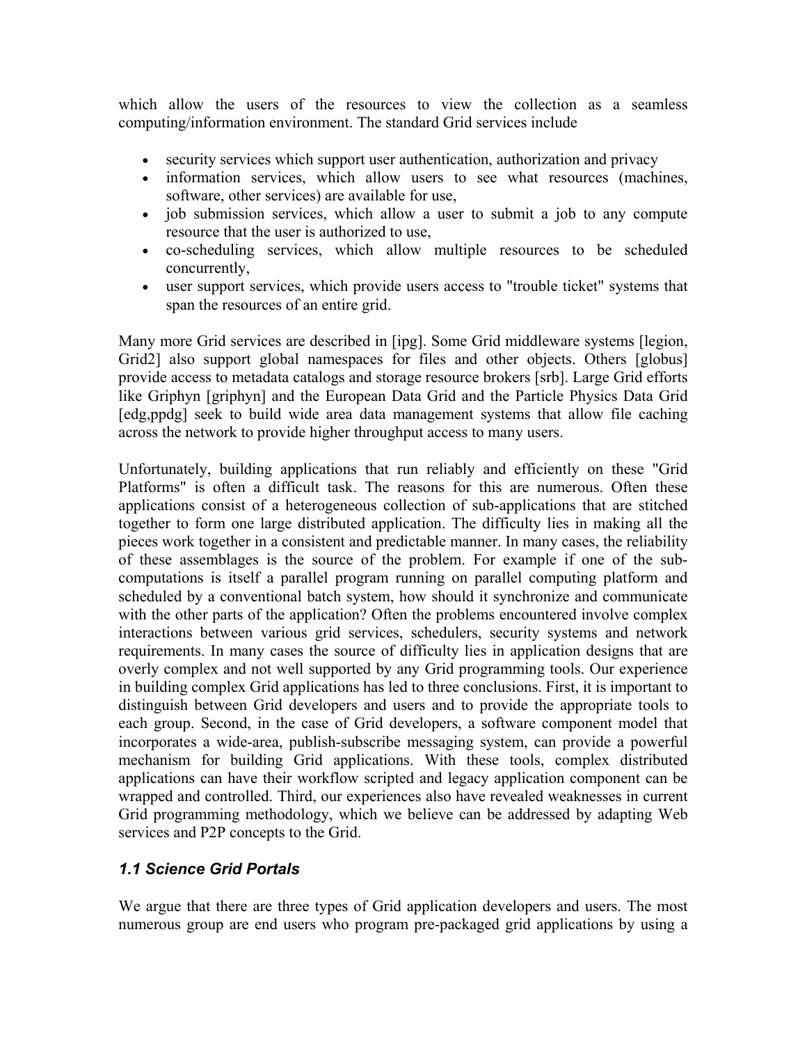which allow the users of the resources to view the collection as a seamless computing/information environment. The standard Grid services include

- security services which support user authentication, authorization and privacy
- information services, which allow users to see what resources (machines, software, other services) are available for use,
- job submission services, which allow a user to submit a job to any compute resource that the user is authorized to use,
- co-scheduling services, which allow multiple resources to be scheduled concurrently,
- user support services, which provide users access to "trouble ticket" systems that span the resources of an entire grid.

Many more Grid services are described in [ipg]. Some Grid middleware systems [legion, Grid2] also support global namespaces for files and other objects. Others [globus] provide access to metadata catalogs and storage resource brokers [srb]. Large Grid efforts like Griphyn [griphyn] and the European Data Grid and the Particle Physics Data Grid [edg,ppdg] seek to build wide area data management systems that allow file caching across the network to provide higher throughput access to many users.

Unfortunately, building applications that run reliably and efficiently on these "Grid Platforms" is often a difficult task. The reasons for this are numerous. Often these applications consist of a heterogeneous collection of sub-applications that are stitched together to form one large distributed application. The difficulty lies in making all the pieces work together in a consistent and predictable manner. In many cases, the reliability of these assemblages is the source of the problem. For example if one of the sub-computations is itself a parallel program running on parallel computing platform and scheduled by a conventional batch system, how should it synchronize and communicate with the other parts of the application? Often the problems encountered involve complex interactions between various grid services, schedulers, security systems and network requirements. In many cases the source of difficulty lies in application designs that are overly complex and not well supported by any Grid programming tools. Our experience in building complex Grid applications has led to three conclusions. First, it is important to distinguish between Grid developers and users and to provide the appropriate tools to each group. Second, in the case of Grid developers, a software component model that incorporates a wide-area, publish-subscribe messaging system, can provide a powerful mechanism for building Grid applications. With these tools, complex distributed applications can have their workflow scripted and legacy application component can be wrapped and controlled. Third, our experiences also have revealed weaknesses in current Grid programming methodology, which we believe can be addressed by adapting Web services and P2P concepts to the Grid.

## *1.1 Science Grid Portals*

We argue that there are three types of Grid application developers and users. The most numerous group are end users who program pre-packaged grid applications by using a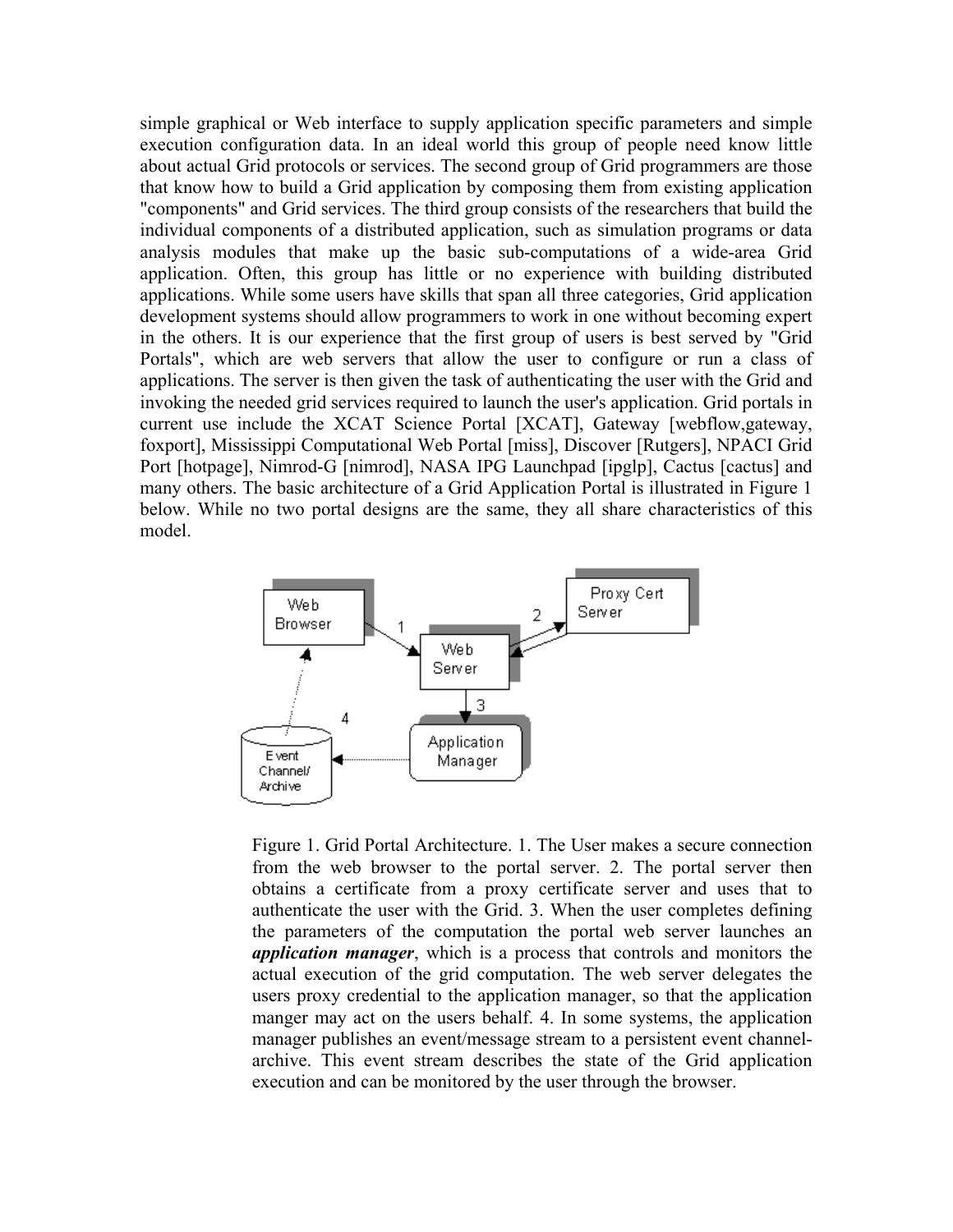simple graphical or Web interface to supply application specific parameters and simple execution configuration data. In an ideal world this group of people need know little about actual Grid protocols or services. The second group of Grid programmers are those that know how to build a Grid application by composing them from existing application "components" and Grid services. The third group consists of the researchers that build the individual components of a distributed application, such as simulation programs or data analysis modules that make up the basic sub-computations of a wide-area Grid application. Often, this group has little or no experience with building distributed applications. While some users have skills that span all three categories, Grid application development systems should allow programmers to work in one without becoming expert in the others. It is our experience that the first group of users is best served by "Grid Portals", which are web servers that allow the user to configure or run a class of applications. The server is then given the task of authenticating the user with the Grid and invoking the needed grid services required to launch the user's application. Grid portals in current use include the XCAT Science Portal [XCAT], Gateway [webflow,gateway, foxport], Mississippi Computational Web Portal [miss], Discover [Rutgers], NPACI Grid Port [hotpage], Nimrod-G [nimrod], NASA IPG Launchpad [ipglp], Cactus [cactus] and many others. The basic architecture of a Grid Application Portal is illustrated in Figure 1 below. While no two portal designs are the same, they all share characteristics of this model.

Figure 1. Grid Portal Architecture. 1. The User makes a secure connection from the web browser to the portal server. 2. The portal server then obtains a certificate from a proxy certificate server and uses that to authenticate the user with the Grid. 3. When the user completes defining the parameters of the computation the portal web server launches an ***application manager***, which is a process that controls and monitors the actual execution of the grid computation. The web server delegates the users proxy credential to the application manager, so that the application manger may act on the users behalf. 4. In some systems, the application manager publishes an event/message stream to a persistent event channel-archive. This event stream describes the state of the Grid application execution and can be monitored by the user through the browser.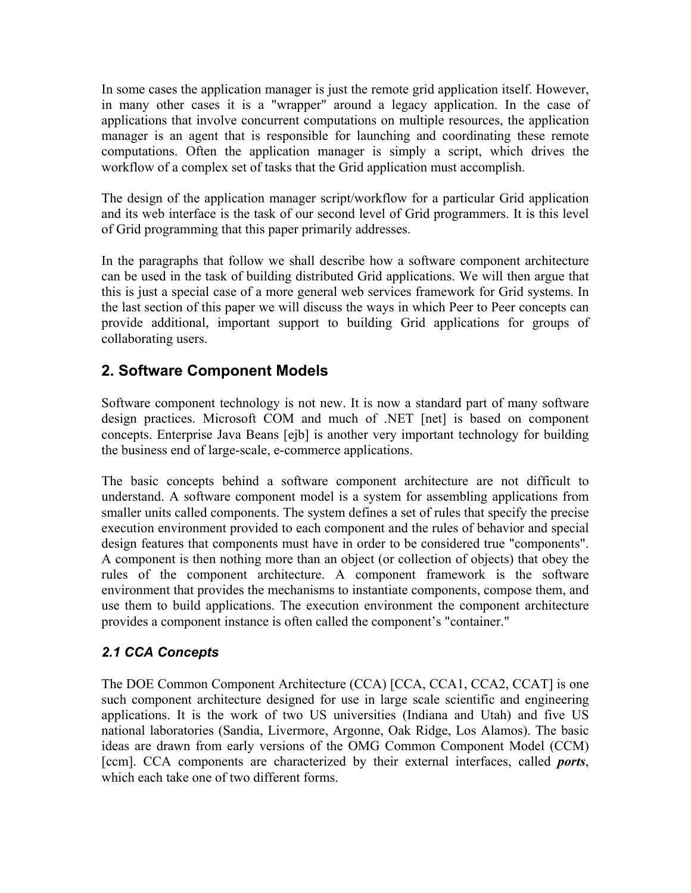In some cases the application manager is just the remote grid application itself. However, in many other cases it is a "wrapper" around a legacy application. In the case of applications that involve concurrent computations on multiple resources, the application manager is an agent that is responsible for launching and coordinating these remote computations. Often the application manager is simply a script, which drives the workflow of a complex set of tasks that the Grid application must accomplish.

The design of the application manager script/workflow for a particular Grid application and its web interface is the task of our second level of Grid programmers. It is this level of Grid programming that this paper primarily addresses.

In the paragraphs that follow we shall describe how a software component architecture can be used in the task of building distributed Grid applications. We will then argue that this is just a special case of a more general web services framework for Grid systems. In the last section of this paper we will discuss the ways in which Peer to Peer concepts can provide additional, important support to building Grid applications for groups of collaborating users.

## 2. Software Component Models

Software component technology is not new. It is now a standard part of many software design practices. Microsoft COM and much of .NET [net] is based on component concepts. Enterprise Java Beans [ejb] is another very important technology for building the business end of large-scale, e-commerce applications.

The basic concepts behind a software component architecture are not difficult to understand. A software component model is a system for assembling applications from smaller units called components. The system defines a set of rules that specify the precise execution environment provided to each component and the rules of behavior and special design features that components must have in order to be considered true "components". A component is then nothing more than an object (or collection of objects) that obey the rules of the component architecture. A component framework is the software environment that provides the mechanisms to instantiate components, compose them, and use them to build applications. The execution environment the component architecture provides a component instance is often called the component's "container."

### *2.1 CCA Concepts*

The DOE Common Component Architecture (CCA) [CCA, CCA1, CCA2, CCAT] is one such component architecture designed for use in large scale scientific and engineering applications. It is the work of two US universities (Indiana and Utah) and five US national laboratories (Sandia, Livermore, Argonne, Oak Ridge, Los Alamos). The basic ideas are drawn from early versions of the OMG Common Component Model (CCM) [ccm]. CCA components are characterized by their external interfaces, called ***ports***, which each take one of two different forms.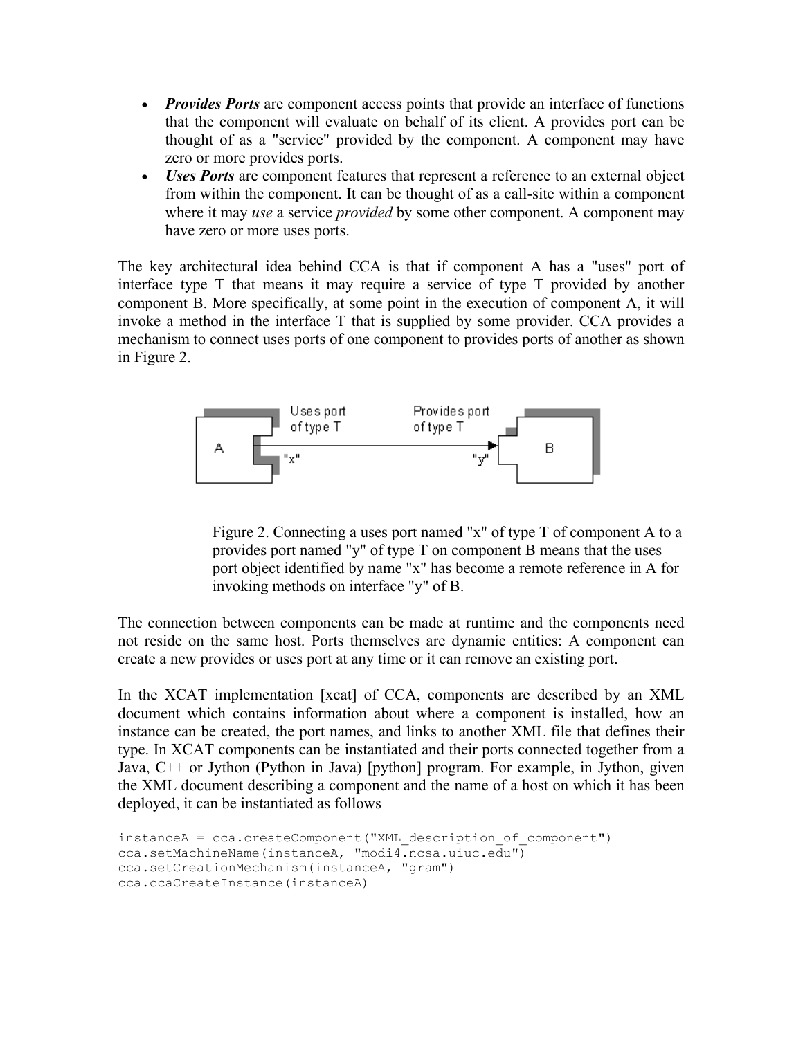- ***Provides Ports*** are component access points that provide an interface of functions that the component will evaluate on behalf of its client. A provides port can be thought of as a "service" provided by the component. A component may have zero or more provides ports.
- ***Uses Ports*** are component features that represent a reference to an external object from within the component. It can be thought of as a call-site within a component where it may *use* a service *provided* by some other component. A component may have zero or more uses ports.

The key architectural idea behind CCA is that if component A has a "uses" port of interface type T that means it may require a service of type T provided by another component B. More specifically, at some point in the execution of component A, it will invoke a method in the interface T that is supplied by some provider. CCA provides a mechanism to connect uses ports of one component to provides ports of another as shown in Figure 2.

Figure 2. Connecting a uses port named "x" of type T of component A to a provides port named "y" of type T on component B means that the uses port object identified by name "x" has become a remote reference in A for invoking methods on interface "y" of B.

The connection between components can be made at runtime and the components need not reside on the same host. Ports themselves are dynamic entities: A component can create a new provides or uses port at any time or it can remove an existing port.

In the XCAT implementation [xcat] of CCA, components are described by an XML document which contains information about where a component is installed, how an instance can be created, the port names, and links to another XML file that defines their type. In XCAT components can be instantiated and their ports connected together from a Java, C++ or Jython (Python in Java) [python] program. For example, in Jython, given the XML document describing a component and the name of a host on which it has been deployed, it can be instantiated as follows

```
instanceA = cca.createComponent("XML_description_of_component")
cca.setMachineName(instanceA, "modi4.ncsa.uiuc.edu")
cca.setCreationMechanism(instanceA, "gram")
cca.ccaCreateInstance(instanceA)
```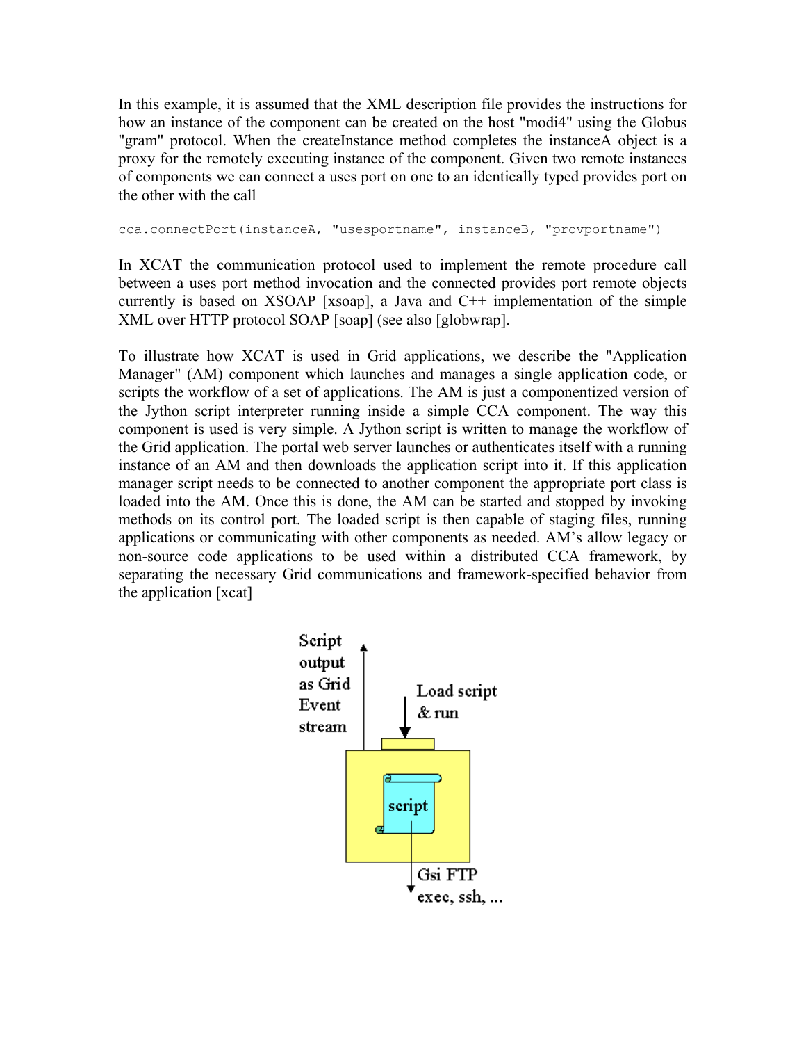In this example, it is assumed that the XML description file provides the instructions for how an instance of the component can be created on the host "modi4" using the Globus "gram" protocol. When the createInstance method completes the instanceA object is a proxy for the remotely executing instance of the component. Given two remote instances of components we can connect a uses port on one to an identically typed provides port on the other with the call

```
cca.connectPort(instanceA, "usesportname", instanceB, "provportname")
```

In XCAT the communication protocol used to implement the remote procedure call between a uses port method invocation and the connected provides port remote objects currently is based on XSOAP [xsoap], a Java and C++ implementation of the simple XML over HTTP protocol SOAP [soap] (see also [globwrap].

To illustrate how XCAT is used in Grid applications, we describe the "Application Manager" (AM) component which launches and manages a single application code, or scripts the workflow of a set of applications. The AM is just a componentized version of the Jython script interpreter running inside a simple CCA component. The way this component is used is very simple. A Jython script is written to manage the workflow of the Grid application. The portal web server launches or authenticates itself with a running instance of an AM and then downloads the application script into it. If this application manager script needs to be connected to another component the appropriate port class is loaded into the AM. Once this is done, the AM can be started and stopped by invoking methods on its control port. The loaded script is then capable of staging files, running applications or communicating with other components as needed. AM's allow legacy or non-source code applications to be used within a distributed CCA framework, by separating the necessary Grid communications and framework-specified behavior from the application [xcat]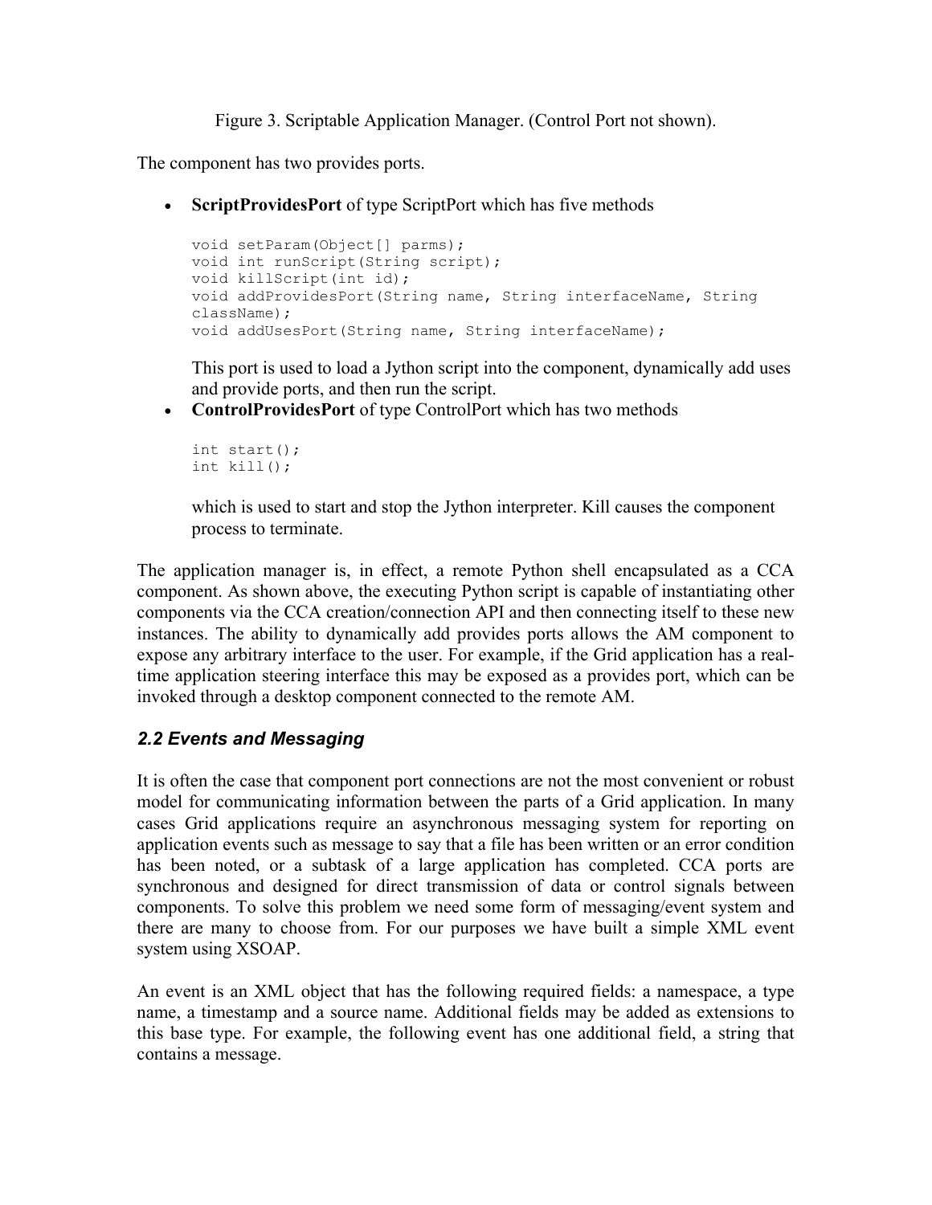Figure 3. Scriptable Application Manager. (Control Port not shown).

The component has two provides ports.

- **ScriptProvidesPort** of type ScriptPort which has five methods

  ```
  void setParam(Object[] parms);
  void int runScript(String script);
  void killScript(int id);
  void addProvidesPort(String name, String interfaceName, String
  className);
  void addUsesPort(String name, String interfaceName);
  ```

  This port is used to load a Jython script into the component, dynamically add uses and provide ports, and then run the script.
- **ControlProvidesPort** of type ControlPort which has two methods

  ```
  int start();
  int kill();
  ```

  which is used to start and stop the Jython interpreter. Kill causes the component process to terminate.

The application manager is, in effect, a remote Python shell encapsulated as a CCA component. As shown above, the executing Python script is capable of instantiating other components via the CCA creation/connection API and then connecting itself to these new instances. The ability to dynamically add provides ports allows the AM component to expose any arbitrary interface to the user. For example, if the Grid application has a real-time application steering interface this may be exposed as a provides port, which can be invoked through a desktop component connected to the remote AM.

### *2.2 Events and Messaging*

It is often the case that component port connections are not the most convenient or robust model for communicating information between the parts of a Grid application. In many cases Grid applications require an asynchronous messaging system for reporting on application events such as message to say that a file has been written or an error condition has been noted, or a subtask of a large application has completed. CCA ports are synchronous and designed for direct transmission of data or control signals between components. To solve this problem we need some form of messaging/event system and there are many to choose from. For our purposes we have built a simple XML event system using XSOAP.

An event is an XML object that has the following required fields: a namespace, a type name, a timestamp and a source name. Additional fields may be added as extensions to this base type. For example, the following event has one additional field, a string that contains a message.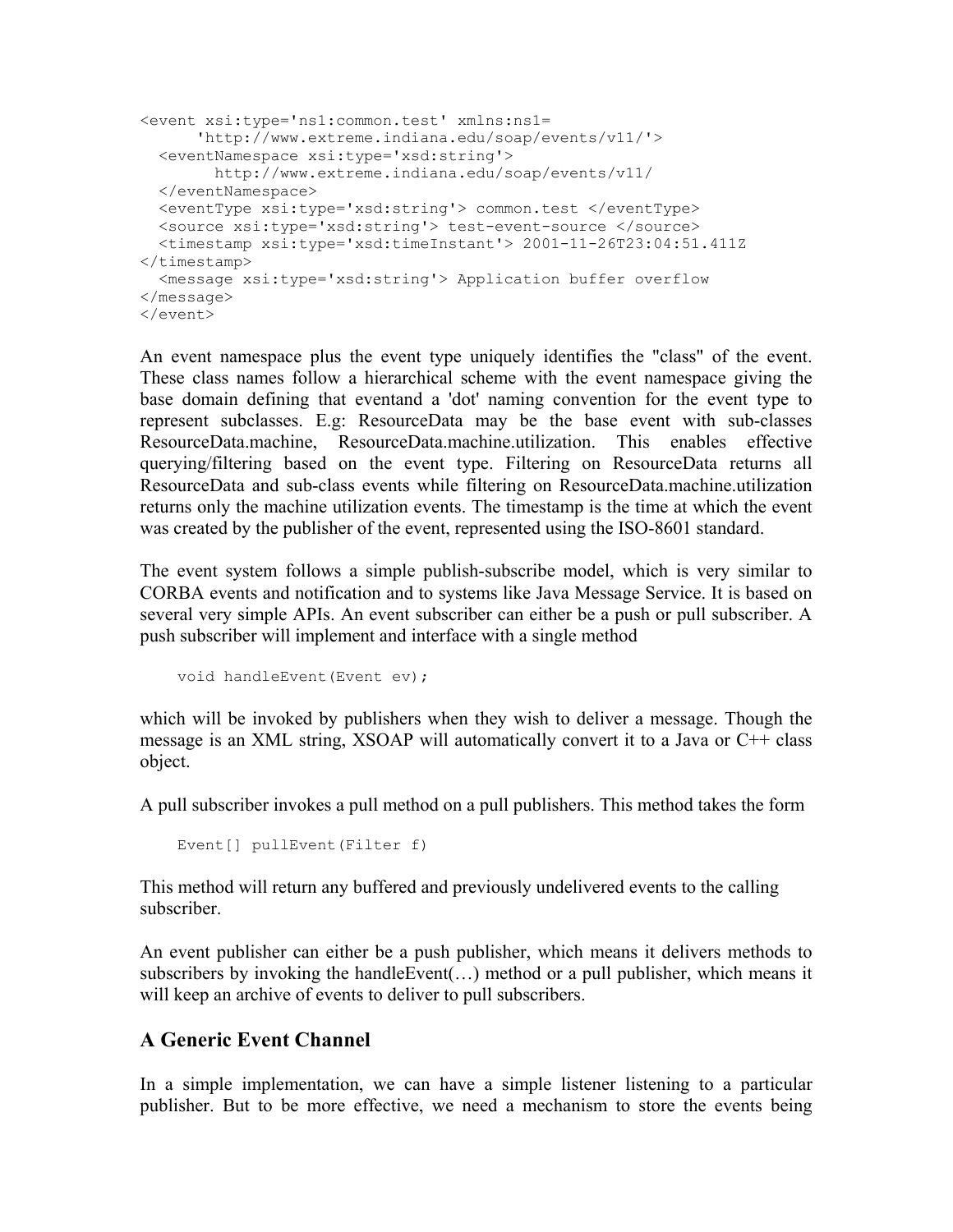```
<event xsi:type='ns1:common.test' xmlns:ns1=
      'http://www.extreme.indiana.edu/soap/events/v11/'>
  <eventNamespace xsi:type='xsd:string'>
        http://www.extreme.indiana.edu/soap/events/v11/
  </eventNamespace>
  <eventType xsi:type='xsd:string'> common.test </eventType>
  <source xsi:type='xsd:string'> test-event-source </source>
  <timestamp xsi:type='xsd:timeInstant'> 2001-11-26T23:04:51.411Z
</timestamp>
  <message xsi:type='xsd:string'> Application buffer overflow
</message>
</event>
```

An event namespace plus the event type uniquely identifies the "class" of the event. These class names follow a hierarchical scheme with the event namespace giving the base domain defining that eventand a 'dot' naming convention for the event type to represent subclasses. E.g: ResourceData may be the base event with sub-classes ResourceData.machine, ResourceData.machine.utilization. This enables effective querying/filtering based on the event type. Filtering on ResourceData returns all ResourceData and sub-class events while filtering on ResourceData.machine.utilization returns only the machine utilization events. The timestamp is the time at which the event was created by the publisher of the event, represented using the ISO-8601 standard.

The event system follows a simple publish-subscribe model, which is very similar to CORBA events and notification and to systems like Java Message Service. It is based on several very simple APIs. An event subscriber can either be a push or pull subscriber. A push subscriber will implement and interface with a single method

```
void handleEvent(Event ev);
```

which will be invoked by publishers when they wish to deliver a message. Though the message is an XML string, XSOAP will automatically convert it to a Java or C++ class object.

A pull subscriber invokes a pull method on a pull publishers. This method takes the form

```
Event[] pullEvent(Filter f)
```

This method will return any buffered and previously undelivered events to the calling subscriber.

An event publisher can either be a push publisher, which means it delivers methods to subscribers by invoking the handleEvent(…) method or a pull publisher, which means it will keep an archive of events to deliver to pull subscribers.

## A Generic Event Channel

In a simple implementation, we can have a simple listener listening to a particular publisher. But to be more effective, we need a mechanism to store the events being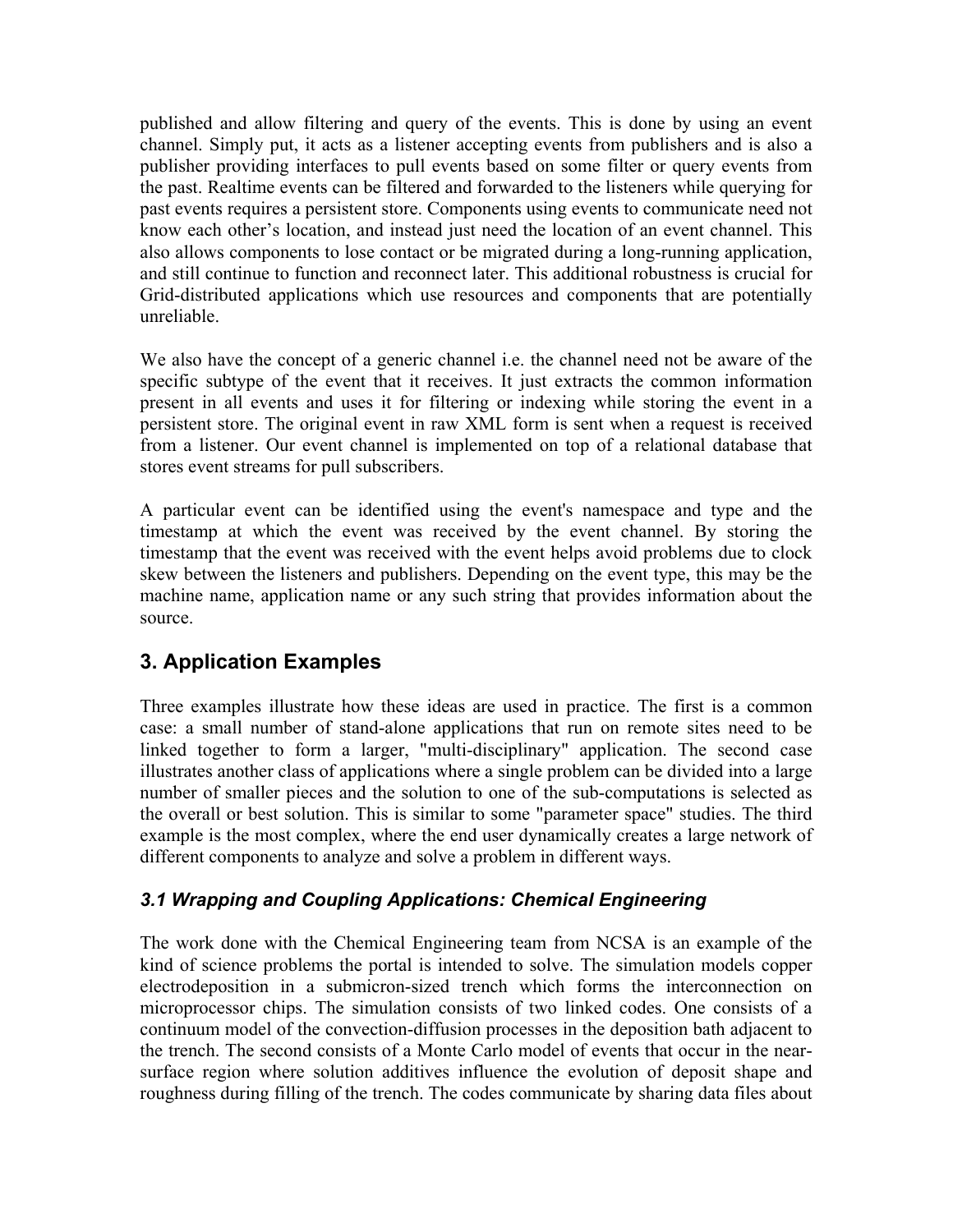published and allow filtering and query of the events. This is done by using an event channel. Simply put, it acts as a listener accepting events from publishers and is also a publisher providing interfaces to pull events based on some filter or query events from the past. Realtime events can be filtered and forwarded to the listeners while querying for past events requires a persistent store. Components using events to communicate need not know each other's location, and instead just need the location of an event channel. This also allows components to lose contact or be migrated during a long-running application, and still continue to function and reconnect later. This additional robustness is crucial for Grid-distributed applications which use resources and components that are potentially unreliable.

We also have the concept of a generic channel i.e. the channel need not be aware of the specific subtype of the event that it receives. It just extracts the common information present in all events and uses it for filtering or indexing while storing the event in a persistent store. The original event in raw XML form is sent when a request is received from a listener. Our event channel is implemented on top of a relational database that stores event streams for pull subscribers.

A particular event can be identified using the event's namespace and type and the timestamp at which the event was received by the event channel. By storing the timestamp that the event was received with the event helps avoid problems due to clock skew between the listeners and publishers. Depending on the event type, this may be the machine name, application name or any such string that provides information about the source.

## 3. Application Examples

Three examples illustrate how these ideas are used in practice. The first is a common case: a small number of stand-alone applications that run on remote sites need to be linked together to form a larger, "multi-disciplinary" application. The second case illustrates another class of applications where a single problem can be divided into a large number of smaller pieces and the solution to one of the sub-computations is selected as the overall or best solution. This is similar to some "parameter space" studies. The third example is the most complex, where the end user dynamically creates a large network of different components to analyze and solve a problem in different ways.

### *3.1 Wrapping and Coupling Applications: Chemical Engineering*

The work done with the Chemical Engineering team from NCSA is an example of the kind of science problems the portal is intended to solve. The simulation models copper electrodeposition in a submicron-sized trench which forms the interconnection on microprocessor chips. The simulation consists of two linked codes. One consists of a continuum model of the convection-diffusion processes in the deposition bath adjacent to the trench. The second consists of a Monte Carlo model of events that occur in the near-surface region where solution additives influence the evolution of deposit shape and roughness during filling of the trench. The codes communicate by sharing data files about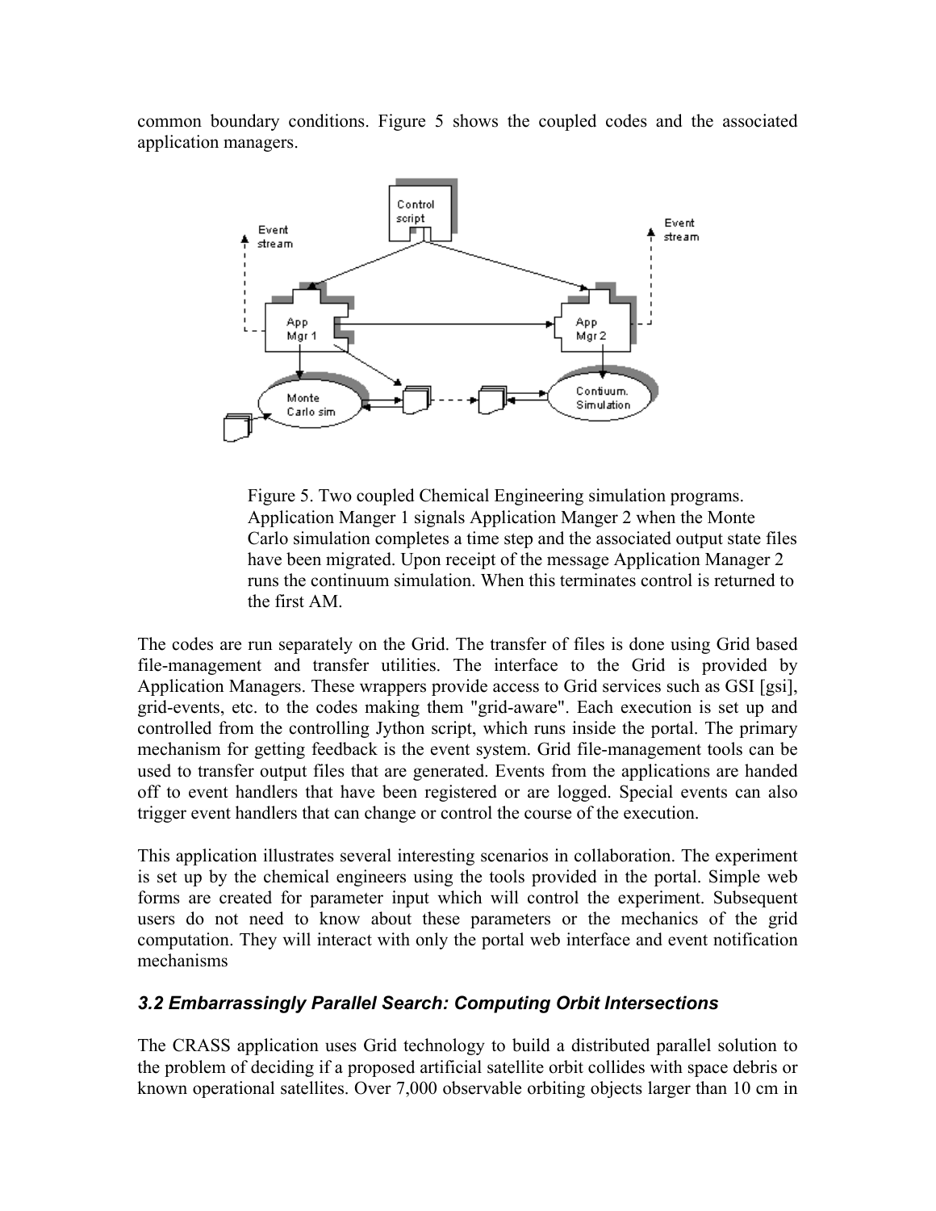common boundary conditions. Figure 5 shows the coupled codes and the associated application managers.

Figure 5. Two coupled Chemical Engineering simulation programs. Application Manger 1 signals Application Manger 2 when the Monte Carlo simulation completes a time step and the associated output state files have been migrated. Upon receipt of the message Application Manager 2 runs the continuum simulation. When this terminates control is returned to the first AM.

The codes are run separately on the Grid. The transfer of files is done using Grid based file-management and transfer utilities. The interface to the Grid is provided by Application Managers. These wrappers provide access to Grid services such as GSI [gsi], grid-events, etc. to the codes making them "grid-aware". Each execution is set up and controlled from the controlling Jython script, which runs inside the portal. The primary mechanism for getting feedback is the event system. Grid file-management tools can be used to transfer output files that are generated. Events from the applications are handed off to event handlers that have been registered or are logged. Special events can also trigger event handlers that can change or control the course of the execution.

This application illustrates several interesting scenarios in collaboration. The experiment is set up by the chemical engineers using the tools provided in the portal. Simple web forms are created for parameter input which will control the experiment. Subsequent users do not need to know about these parameters or the mechanics of the grid computation. They will interact with only the portal web interface and event notification mechanisms

### *3.2 Embarrassingly Parallel Search: Computing Orbit Intersections*

The CRASS application uses Grid technology to build a distributed parallel solution to the problem of deciding if a proposed artificial satellite orbit collides with space debris or known operational satellites. Over 7,000 observable orbiting objects larger than 10 cm in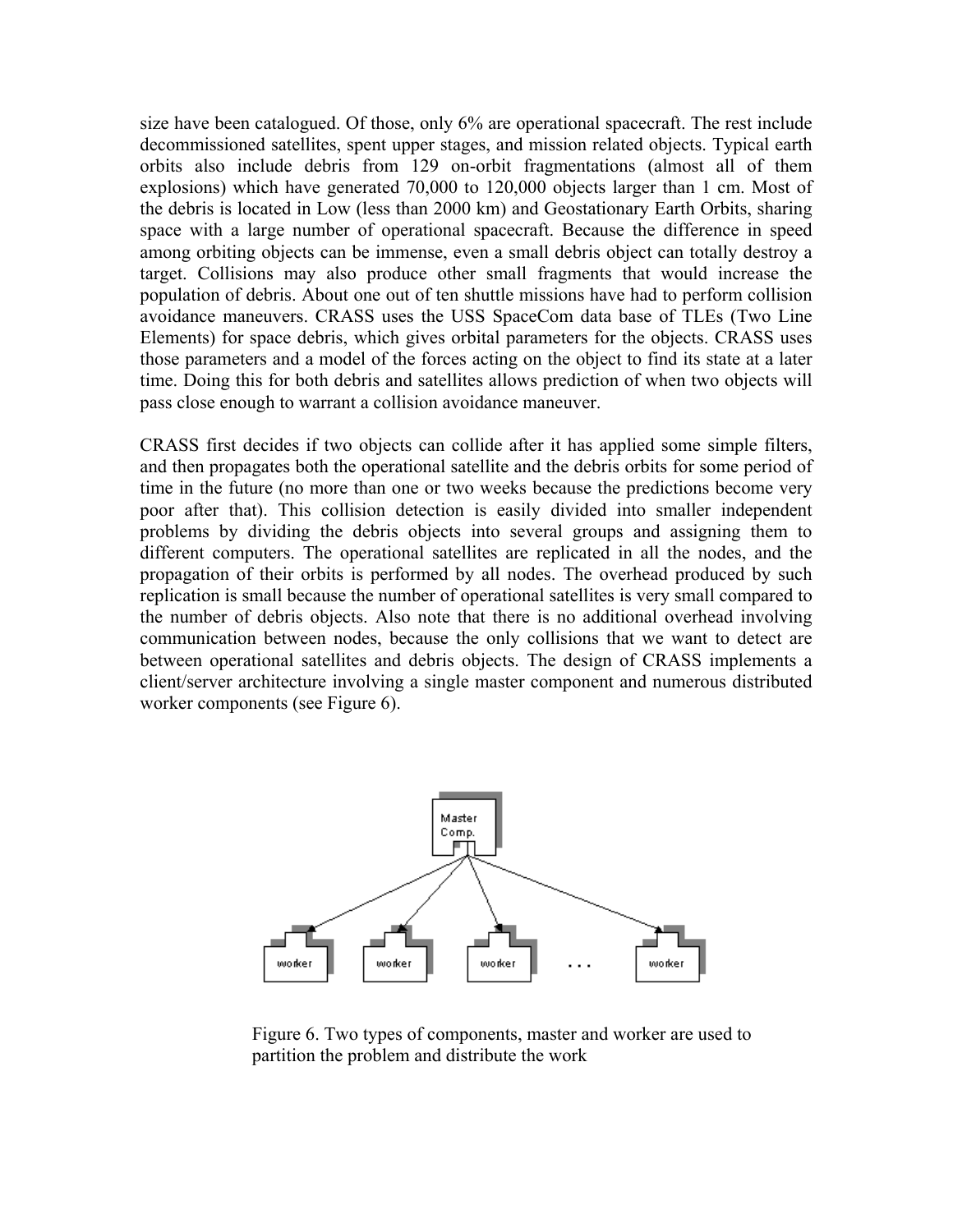size have been catalogued. Of those, only 6% are operational spacecraft. The rest include decommissioned satellites, spent upper stages, and mission related objects. Typical earth orbits also include debris from 129 on-orbit fragmentations (almost all of them explosions) which have generated 70,000 to 120,000 objects larger than 1 cm. Most of the debris is located in Low (less than 2000 km) and Geostationary Earth Orbits, sharing space with a large number of operational spacecraft. Because the difference in speed among orbiting objects can be immense, even a small debris object can totally destroy a target. Collisions may also produce other small fragments that would increase the population of debris. About one out of ten shuttle missions have had to perform collision avoidance maneuvers. CRASS uses the USS SpaceCom data base of TLEs (Two Line Elements) for space debris, which gives orbital parameters for the objects. CRASS uses those parameters and a model of the forces acting on the object to find its state at a later time. Doing this for both debris and satellites allows prediction of when two objects will pass close enough to warrant a collision avoidance maneuver.

CRASS first decides if two objects can collide after it has applied some simple filters, and then propagates both the operational satellite and the debris orbits for some period of time in the future (no more than one or two weeks because the predictions become very poor after that). This collision detection is easily divided into smaller independent problems by dividing the debris objects into several groups and assigning them to different computers. The operational satellites are replicated in all the nodes, and the propagation of their orbits is performed by all nodes. The overhead produced by such replication is small because the number of operational satellites is very small compared to the number of debris objects. Also note that there is no additional overhead involving communication between nodes, because the only collisions that we want to detect are between operational satellites and debris objects. The design of CRASS implements a client/server architecture involving a single master component and numerous distributed worker components (see Figure 6).

Figure 6. Two types of components, master and worker are used to partition the problem and distribute the work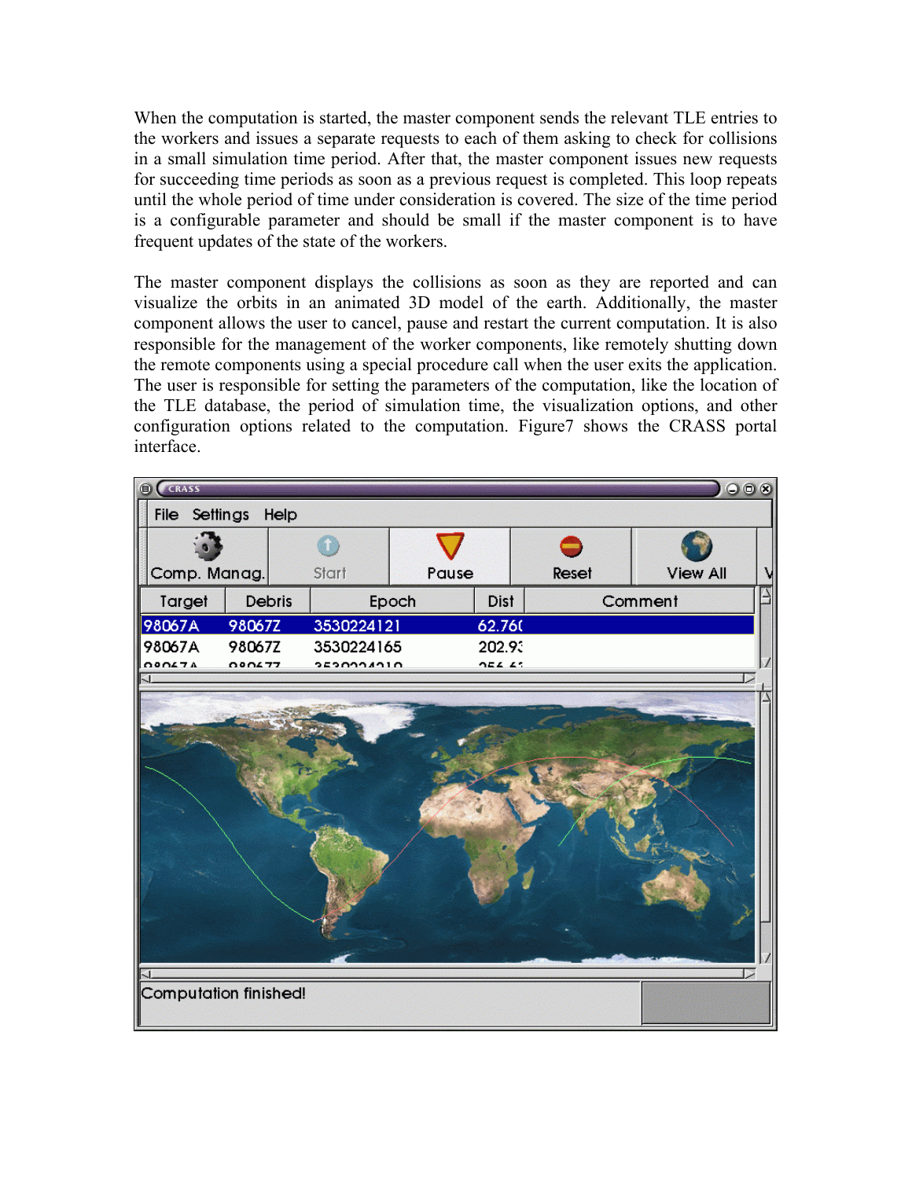When the computation is started, the master component sends the relevant TLE entries to the workers and issues a separate requests to each of them asking to check for collisions in a small simulation time period. After that, the master component issues new requests for succeeding time periods as soon as a previous request is completed. This loop repeats until the whole period of time under consideration is covered. The size of the time period is a configurable parameter and should be small if the master component is to have frequent updates of the state of the workers.

The master component displays the collisions as soon as they are reported and can visualize the orbits in an animated 3D model of the earth. Additionally, the master component allows the user to cancel, pause and restart the current computation. It is also responsible for the management of the worker components, like remotely shutting down the remote components using a special procedure call when the user exits the application. The user is responsible for setting the parameters of the computation, like the location of the TLE database, the period of simulation time, the visualization options, and other configuration options related to the computation. Figure7 shows the CRASS portal interface.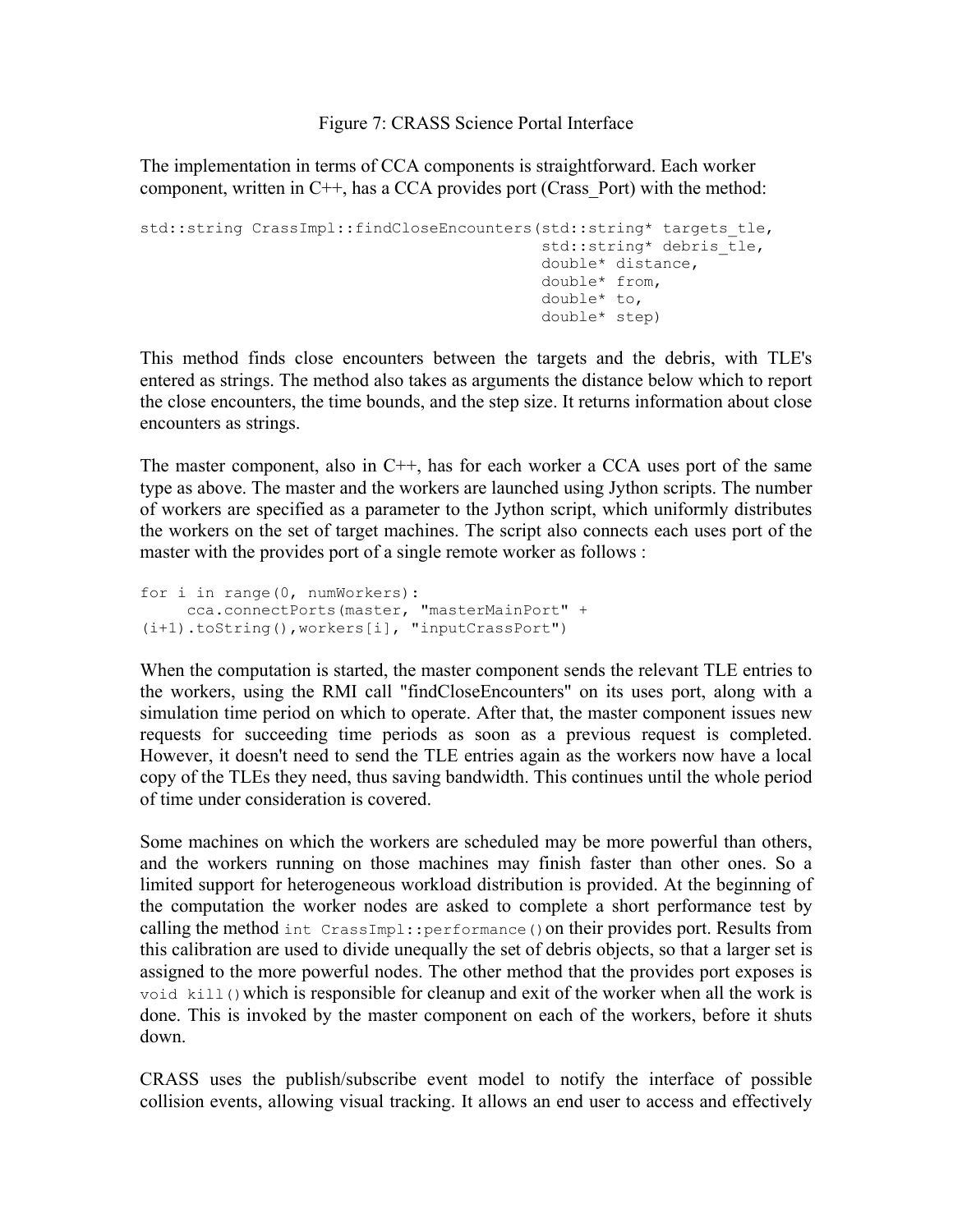Figure 7: CRASS Science Portal Interface

The implementation in terms of CCA components is straightforward. Each worker component, written in C++, has a CCA provides port (Crass_Port) with the method:

```
std::string CrassImpl::findCloseEncounters(std::string* targets_tle,
                                           std::string* debris_tle,
                                           double* distance,
                                           double* from,
                                           double* to,
                                           double* step)
```

This method finds close encounters between the targets and the debris, with TLE's entered as strings. The method also takes as arguments the distance below which to report the close encounters, the time bounds, and the step size. It returns information about close encounters as strings.

The master component, also in C++, has for each worker a CCA uses port of the same type as above. The master and the workers are launched using Jython scripts. The number of workers are specified as a parameter to the Jython script, which uniformly distributes the workers on the set of target machines. The script also connects each uses port of the master with the provides port of a single remote worker as follows :

```
for i in range(0, numWorkers):
     cca.connectPorts(master, "masterMainPort" +
(i+1).toString(),workers[i], "inputCrassPort")
```

When the computation is started, the master component sends the relevant TLE entries to the workers, using the RMI call "findCloseEncounters" on its uses port, along with a simulation time period on which to operate. After that, the master component issues new requests for succeeding time periods as soon as a previous request is completed. However, it doesn't need to send the TLE entries again as the workers now have a local copy of the TLEs they need, thus saving bandwidth. This continues until the whole period of time under consideration is covered.

Some machines on which the workers are scheduled may be more powerful than others, and the workers running on those machines may finish faster than other ones. So a limited support for heterogeneous workload distribution is provided. At the beginning of the computation the worker nodes are asked to complete a short performance test by calling the method `int CrassImpl::performance()` on their provides port. Results from this calibration are used to divide unequally the set of debris objects, so that a larger set is assigned to the more powerful nodes. The other method that the provides port exposes is `void kill()` which is responsible for cleanup and exit of the worker when all the work is done. This is invoked by the master component on each of the workers, before it shuts down.

CRASS uses the publish/subscribe event model to notify the interface of possible collision events, allowing visual tracking. It allows an end user to access and effectively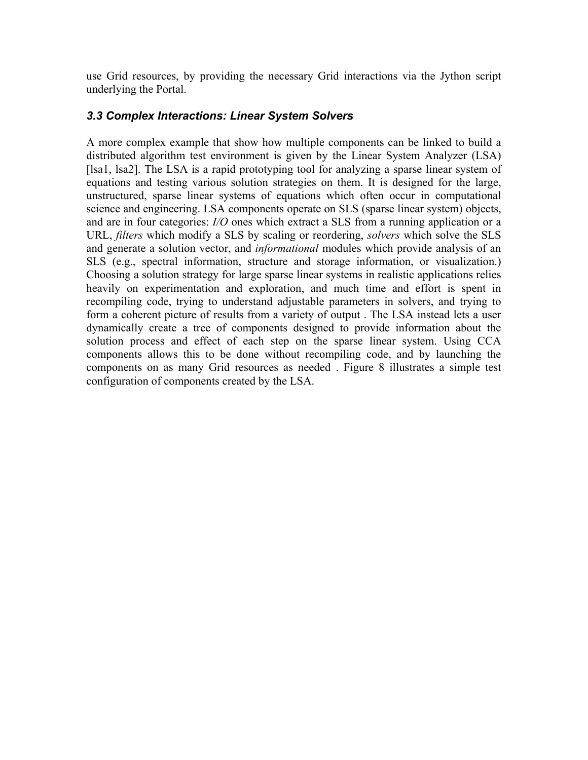use Grid resources, by providing the necessary Grid interactions via the Jython script underlying the Portal.

### *3.3 Complex Interactions: Linear System Solvers*

A more complex example that show how multiple components can be linked to build a distributed algorithm test environment is given by the Linear System Analyzer (LSA) [lsa1, lsa2]. The LSA is a rapid prototyping tool for analyzing a sparse linear system of equations and testing various solution strategies on them. It is designed for the large, unstructured, sparse linear systems of equations which often occur in computational science and engineering. LSA components operate on SLS (sparse linear system) objects, and are in four categories: *I/O* ones which extract a SLS from a running application or a URL, *filters* which modify a SLS by scaling or reordering, *solvers* which solve the SLS and generate a solution vector, and *informational* modules which provide analysis of an SLS (e.g., spectral information, structure and storage information, or visualization.) Choosing a solution strategy for large sparse linear systems in realistic applications relies heavily on experimentation and exploration, and much time and effort is spent in recompiling code, trying to understand adjustable parameters in solvers, and trying to form a coherent picture of results from a variety of output . The LSA instead lets a user dynamically create a tree of components designed to provide information about the solution process and effect of each step on the sparse linear system. Using CCA components allows this to be done without recompiling code, and by launching the components on as many Grid resources as needed . Figure 8 illustrates a simple test configuration of components created by the LSA.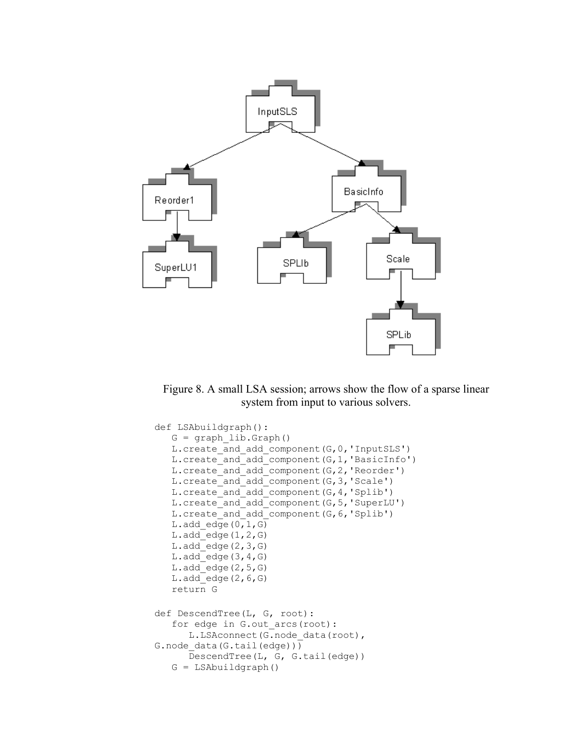Figure 8. A small LSA session; arrows show the flow of a sparse linear system from input to various solvers.

```
def LSAbuildgraph():
   G = graph_lib.Graph()
   L.create_and_add_component(G,0,'InputSLS')
   L.create_and_add_component(G,1,'BasicInfo')
   L.create_and_add_component(G,2,'Reorder')
   L.create_and_add_component(G,3,'Scale')
   L.create_and_add_component(G,4,'Splib')
   L.create_and_add_component(G,5,'SuperLU')
   L.create_and_add_component(G,6,'Splib')
   L.add_edge(0,1,G)
   L.add_edge(1,2,G)
   L.add_edge(2,3,G)
   L.add_edge(3,4,G)
   L.add_edge(2,5,G)
   L.add_edge(2,6,G)
   return G

def DescendTree(L, G, root):
   for edge in G.out_arcs(root):
      L.LSAconnect(G.node_data(root),
G.node_data(G.tail(edge)))
      DescendTree(L, G, G.tail(edge))
   G = LSAbuildgraph()
```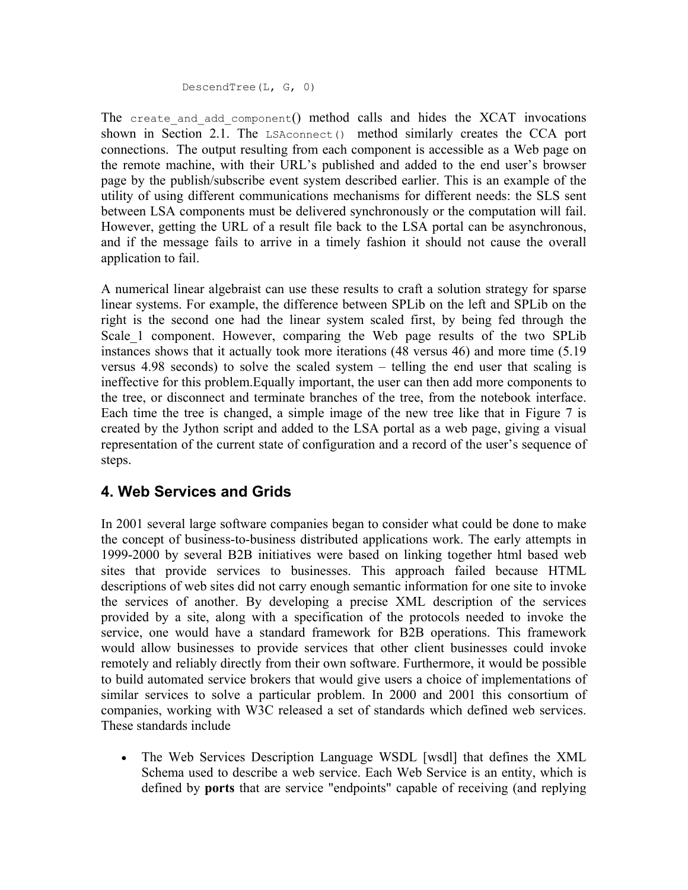```
DescendTree(L, G, 0)
```

The `create_and_add_component()` method calls and hides the XCAT invocations shown in Section 2.1. The `LSAconnect()` method similarly creates the CCA port connections. The output resulting from each component is accessible as a Web page on the remote machine, with their URL's published and added to the end user's browser page by the publish/subscribe event system described earlier. This is an example of the utility of using different communications mechanisms for different needs: the SLS sent between LSA components must be delivered synchronously or the computation will fail. However, getting the URL of a result file back to the LSA portal can be asynchronous, and if the message fails to arrive in a timely fashion it should not cause the overall application to fail.

A numerical linear algebraist can use these results to craft a solution strategy for sparse linear systems. For example, the difference between SPLib on the left and SPLib on the right is the second one had the linear system scaled first, by being fed through the Scale_1 component. However, comparing the Web page results of the two SPLib instances shows that it actually took more iterations (48 versus 46) and more time (5.19 versus 4.98 seconds) to solve the scaled system – telling the end user that scaling is ineffective for this problem.Equally important, the user can then add more components to the tree, or disconnect and terminate branches of the tree, from the notebook interface. Each time the tree is changed, a simple image of the new tree like that in Figure 7 is created by the Jython script and added to the LSA portal as a web page, giving a visual representation of the current state of configuration and a record of the user's sequence of steps.

## 4. Web Services and Grids

In 2001 several large software companies began to consider what could be done to make the concept of business-to-business distributed applications work. The early attempts in 1999-2000 by several B2B initiatives were based on linking together html based web sites that provide services to businesses. This approach failed because HTML descriptions of web sites did not carry enough semantic information for one site to invoke the services of another. By developing a precise XML description of the services provided by a site, along with a specification of the protocols needed to invoke the service, one would have a standard framework for B2B operations. This framework would allow businesses to provide services that other client businesses could invoke remotely and reliably directly from their own software. Furthermore, it would be possible to build automated service brokers that would give users a choice of implementations of similar services to solve a particular problem. In 2000 and 2001 this consortium of companies, working with W3C released a set of standards which defined web services. These standards include

- The Web Services Description Language WSDL [wsdl] that defines the XML Schema used to describe a web service. Each Web Service is an entity, which is defined by **ports** that are service "endpoints" capable of receiving (and replying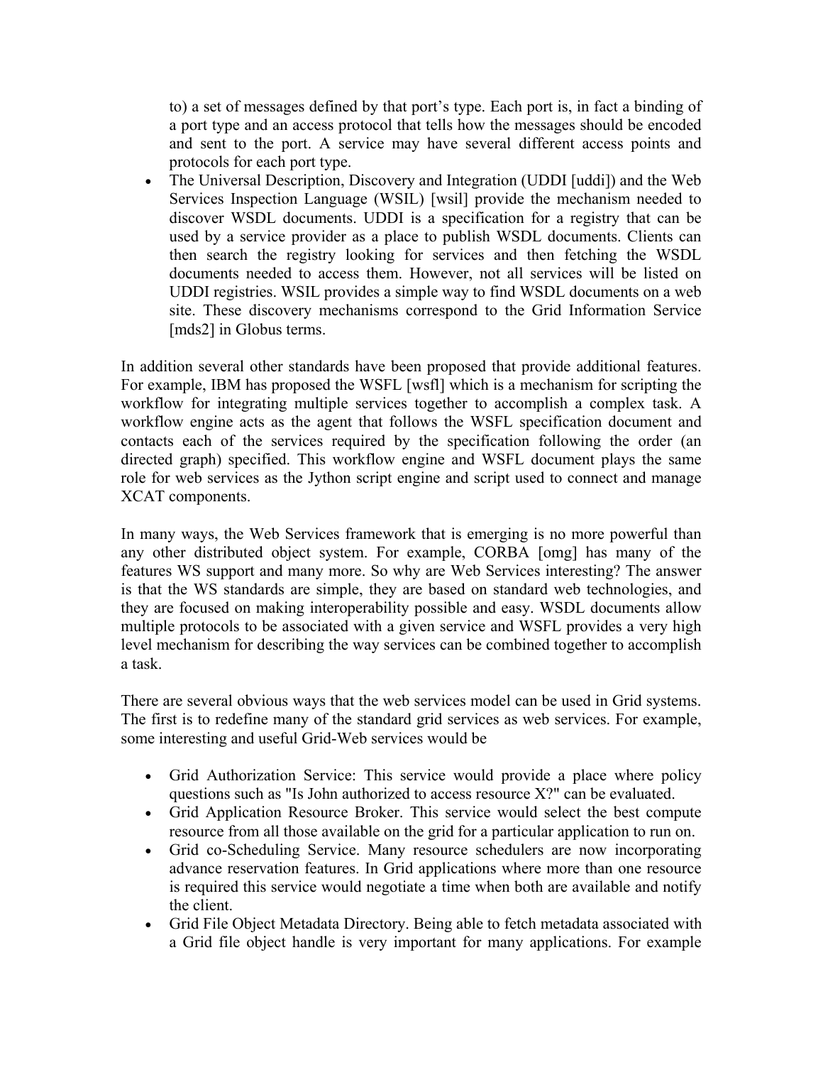to) a set of messages defined by that port's type. Each port is, in fact a binding of a port type and an access protocol that tells how the messages should be encoded and sent to the port. A service may have several different access points and protocols for each port type.

- The Universal Description, Discovery and Integration (UDDI [uddi]) and the Web Services Inspection Language (WSIL) [wsil] provide the mechanism needed to discover WSDL documents. UDDI is a specification for a registry that can be used by a service provider as a place to publish WSDL documents. Clients can then search the registry looking for services and then fetching the WSDL documents needed to access them. However, not all services will be listed on UDDI registries. WSIL provides a simple way to find WSDL documents on a web site. These discovery mechanisms correspond to the Grid Information Service [mds2] in Globus terms.

In addition several other standards have been proposed that provide additional features. For example, IBM has proposed the WSFL [wsfl] which is a mechanism for scripting the workflow for integrating multiple services together to accomplish a complex task. A workflow engine acts as the agent that follows the WSFL specification document and contacts each of the services required by the specification following the order (an directed graph) specified. This workflow engine and WSFL document plays the same role for web services as the Jython script engine and script used to connect and manage XCAT components.

In many ways, the Web Services framework that is emerging is no more powerful than any other distributed object system. For example, CORBA [omg] has many of the features WS support and many more. So why are Web Services interesting? The answer is that the WS standards are simple, they are based on standard web technologies, and they are focused on making interoperability possible and easy. WSDL documents allow multiple protocols to be associated with a given service and WSFL provides a very high level mechanism for describing the way services can be combined together to accomplish a task.

There are several obvious ways that the web services model can be used in Grid systems. The first is to redefine many of the standard grid services as web services. For example, some interesting and useful Grid-Web services would be

- Grid Authorization Service: This service would provide a place where policy questions such as "Is John authorized to access resource X?" can be evaluated.
- Grid Application Resource Broker. This service would select the best compute resource from all those available on the grid for a particular application to run on.
- Grid co-Scheduling Service. Many resource schedulers are now incorporating advance reservation features. In Grid applications where more than one resource is required this service would negotiate a time when both are available and notify the client.
- Grid File Object Metadata Directory. Being able to fetch metadata associated with a Grid file object handle is very important for many applications. For example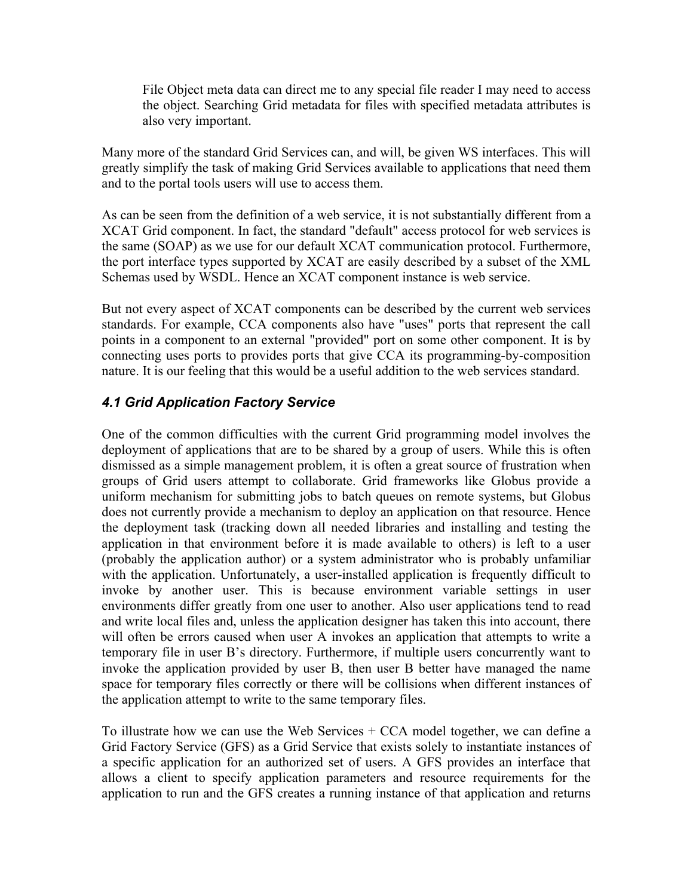> File Object meta data can direct me to any special file reader I may need to access the object. Searching Grid metadata for files with specified metadata attributes is also very important.

Many more of the standard Grid Services can, and will, be given WS interfaces. This will greatly simplify the task of making Grid Services available to applications that need them and to the portal tools users will use to access them.

As can be seen from the definition of a web service, it is not substantially different from a XCAT Grid component. In fact, the standard "default" access protocol for web services is the same (SOAP) as we use for our default XCAT communication protocol. Furthermore, the port interface types supported by XCAT are easily described by a subset of the XML Schemas used by WSDL. Hence an XCAT component instance is web service.

But not every aspect of XCAT components can be described by the current web services standards. For example, CCA components also have "uses" ports that represent the call points in a component to an external "provided" port on some other component. It is by connecting uses ports to provides ports that give CCA its programming-by-composition nature. It is our feeling that this would be a useful addition to the web services standard.

### *4.1 Grid Application Factory Service*

One of the common difficulties with the current Grid programming model involves the deployment of applications that are to be shared by a group of users. While this is often dismissed as a simple management problem, it is often a great source of frustration when groups of Grid users attempt to collaborate. Grid frameworks like Globus provide a uniform mechanism for submitting jobs to batch queues on remote systems, but Globus does not currently provide a mechanism to deploy an application on that resource. Hence the deployment task (tracking down all needed libraries and installing and testing the application in that environment before it is made available to others) is left to a user (probably the application author) or a system administrator who is probably unfamiliar with the application. Unfortunately, a user-installed application is frequently difficult to invoke by another user. This is because environment variable settings in user environments differ greatly from one user to another. Also user applications tend to read and write local files and, unless the application designer has taken this into account, there will often be errors caused when user A invokes an application that attempts to write a temporary file in user B's directory. Furthermore, if multiple users concurrently want to invoke the application provided by user B, then user B better have managed the name space for temporary files correctly or there will be collisions when different instances of the application attempt to write to the same temporary files.

To illustrate how we can use the Web Services + CCA model together, we can define a Grid Factory Service (GFS) as a Grid Service that exists solely to instantiate instances of a specific application for an authorized set of users. A GFS provides an interface that allows a client to specify application parameters and resource requirements for the application to run and the GFS creates a running instance of that application and returns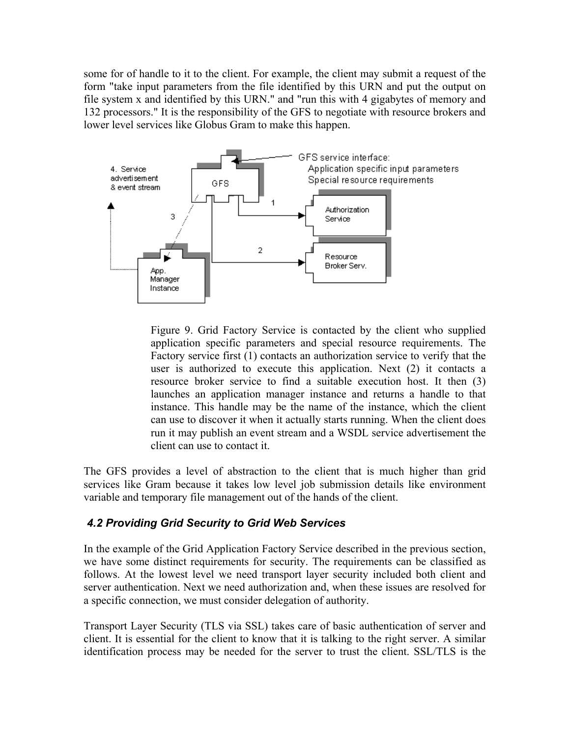some for of handle to it to the client. For example, the client may submit a request of the form "take input parameters from the file identified by this URN and put the output on file system x and identified by this URN." and "run this with 4 gigabytes of memory and 132 processors." It is the responsibility of the GFS to negotiate with resource brokers and lower level services like Globus Gram to make this happen.

Figure 9. Grid Factory Service is contacted by the client who supplied application specific parameters and special resource requirements. The Factory service first (1) contacts an authorization service to verify that the user is authorized to execute this application. Next (2) it contacts a resource broker service to find a suitable execution host. It then (3) launches an application manager instance and returns a handle to that instance. This handle may be the name of the instance, which the client can use to discover it when it actually starts running. When the client does run it may publish an event stream and a WSDL service advertisement the client can use to contact it.

The GFS provides a level of abstraction to the client that is much higher than grid services like Gram because it takes low level job submission details like environment variable and temporary file management out of the hands of the client.

### *4.2 Providing Grid Security to Grid Web Services*

In the example of the Grid Application Factory Service described in the previous section, we have some distinct requirements for security. The requirements can be classified as follows. At the lowest level we need transport layer security included both client and server authentication. Next we need authorization and, when these issues are resolved for a specific connection, we must consider delegation of authority.

Transport Layer Security (TLS via SSL) takes care of basic authentication of server and client. It is essential for the client to know that it is talking to the right server. A similar identification process may be needed for the server to trust the client. SSL/TLS is the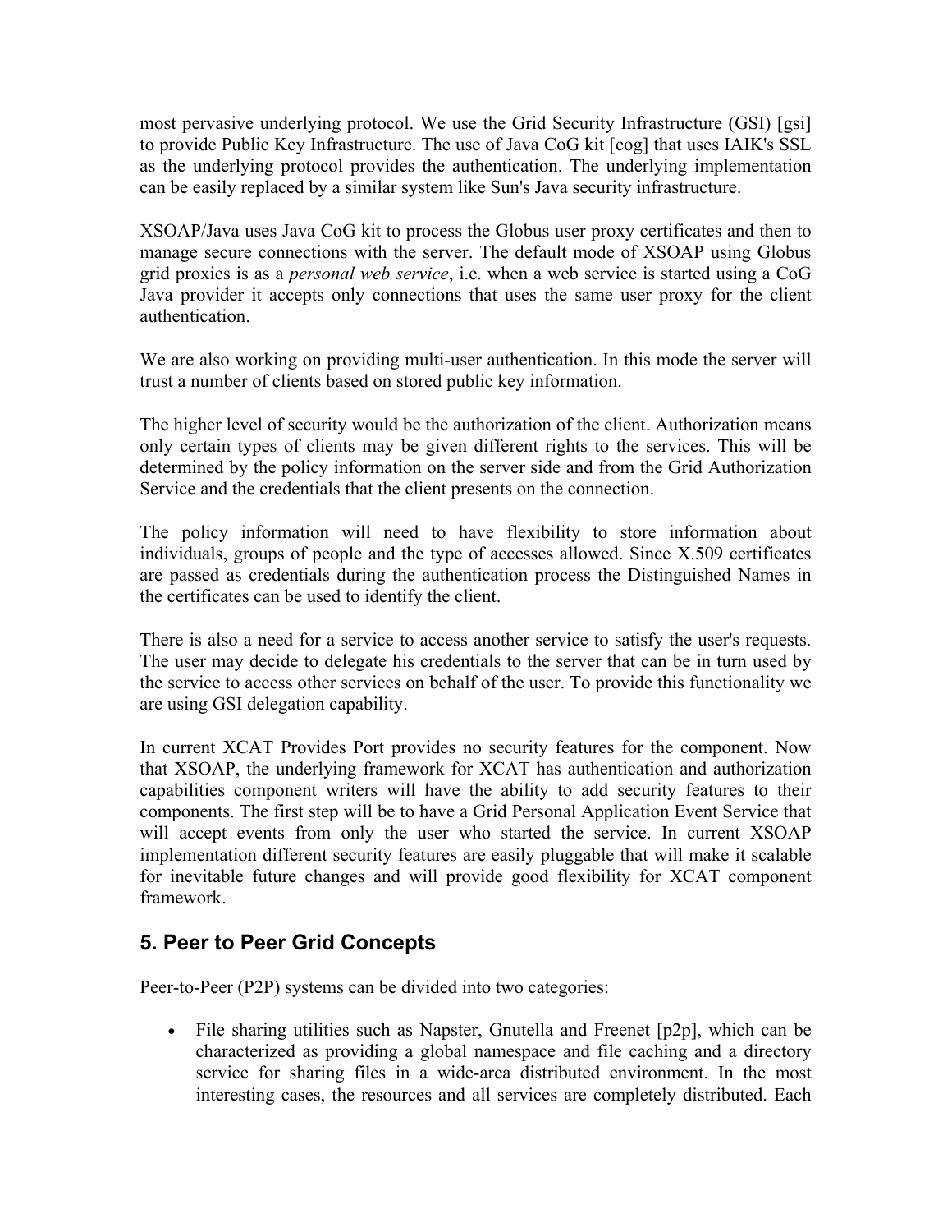most pervasive underlying protocol. We use the Grid Security Infrastructure (GSI) [gsi] to provide Public Key Infrastructure. The use of Java CoG kit [cog] that uses IAIK's SSL as the underlying protocol provides the authentication. The underlying implementation can be easily replaced by a similar system like Sun's Java security infrastructure.

XSOAP/Java uses Java CoG kit to process the Globus user proxy certificates and then to manage secure connections with the server. The default mode of XSOAP using Globus grid proxies is as a *personal web service*, i.e. when a web service is started using a CoG Java provider it accepts only connections that uses the same user proxy for the client authentication.

We are also working on providing multi-user authentication. In this mode the server will trust a number of clients based on stored public key information.

The higher level of security would be the authorization of the client. Authorization means only certain types of clients may be given different rights to the services. This will be determined by the policy information on the server side and from the Grid Authorization Service and the credentials that the client presents on the connection.

The policy information will need to have flexibility to store information about individuals, groups of people and the type of accesses allowed. Since X.509 certificates are passed as credentials during the authentication process the Distinguished Names in the certificates can be used to identify the client.

There is also a need for a service to access another service to satisfy the user's requests. The user may decide to delegate his credentials to the server that can be in turn used by the service to access other services on behalf of the user. To provide this functionality we are using GSI delegation capability.

In current XCAT Provides Port provides no security features for the component. Now that XSOAP, the underlying framework for XCAT has authentication and authorization capabilities component writers will have the ability to add security features to their components. The first step will be to have a Grid Personal Application Event Service that will accept events from only the user who started the service. In current XSOAP implementation different security features are easily pluggable that will make it scalable for inevitable future changes and will provide good flexibility for XCAT component framework.

## 5. Peer to Peer Grid Concepts

Peer-to-Peer (P2P) systems can be divided into two categories:

- File sharing utilities such as Napster, Gnutella and Freenet [p2p], which can be characterized as providing a global namespace and file caching and a directory service for sharing files in a wide-area distributed environment. In the most interesting cases, the resources and all services are completely distributed. Each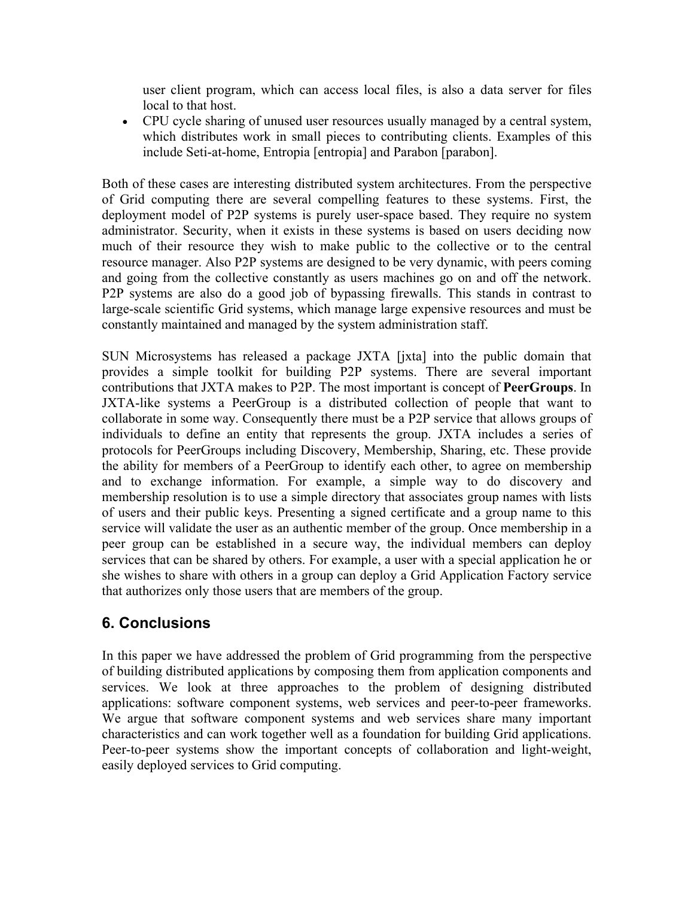user client program, which can access local files, is also a data server for files local to that host.

- CPU cycle sharing of unused user resources usually managed by a central system, which distributes work in small pieces to contributing clients. Examples of this include Seti-at-home, Entropia [entropia] and Parabon [parabon].

Both of these cases are interesting distributed system architectures. From the perspective of Grid computing there are several compelling features to these systems. First, the deployment model of P2P systems is purely user-space based. They require no system administrator. Security, when it exists in these systems is based on users deciding now much of their resource they wish to make public to the collective or to the central resource manager. Also P2P systems are designed to be very dynamic, with peers coming and going from the collective constantly as users machines go on and off the network. P2P systems are also do a good job of bypassing firewalls. This stands in contrast to large-scale scientific Grid systems, which manage large expensive resources and must be constantly maintained and managed by the system administration staff.

SUN Microsystems has released a package JXTA [jxta] into the public domain that provides a simple toolkit for building P2P systems. There are several important contributions that JXTA makes to P2P. The most important is concept of **PeerGroups**. In JXTA-like systems a PeerGroup is a distributed collection of people that want to collaborate in some way. Consequently there must be a P2P service that allows groups of individuals to define an entity that represents the group. JXTA includes a series of protocols for PeerGroups including Discovery, Membership, Sharing, etc. These provide the ability for members of a PeerGroup to identify each other, to agree on membership and to exchange information. For example, a simple way to do discovery and membership resolution is to use a simple directory that associates group names with lists of users and their public keys. Presenting a signed certificate and a group name to this service will validate the user as an authentic member of the group. Once membership in a peer group can be established in a secure way, the individual members can deploy services that can be shared by others. For example, a user with a special application he or she wishes to share with others in a group can deploy a Grid Application Factory service that authorizes only those users that are members of the group.

## 6. Conclusions

In this paper we have addressed the problem of Grid programming from the perspective of building distributed applications by composing them from application components and services. We look at three approaches to the problem of designing distributed applications: software component systems, web services and peer-to-peer frameworks. We argue that software component systems and web services share many important characteristics and can work together well as a foundation for building Grid applications. Peer-to-peer systems show the important concepts of collaboration and light-weight, easily deployed services to Grid computing.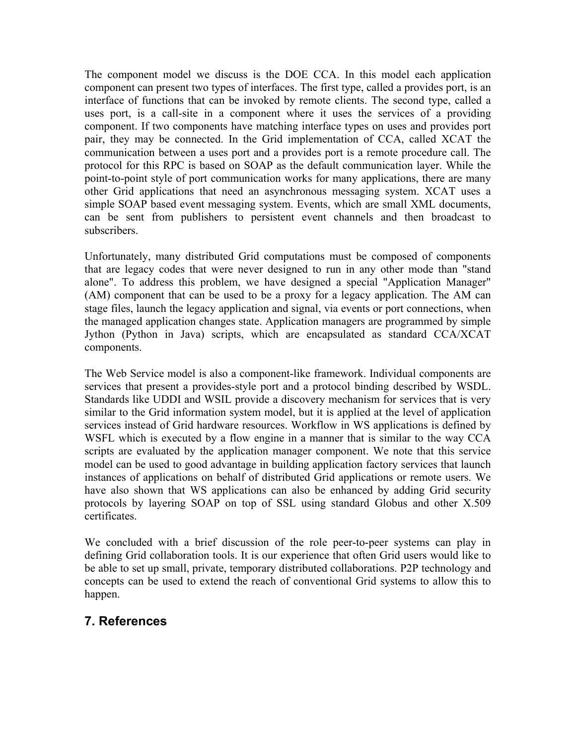The component model we discuss is the DOE CCA. In this model each application component can present two types of interfaces. The first type, called a provides port, is an interface of functions that can be invoked by remote clients. The second type, called a uses port, is a call-site in a component where it uses the services of a providing component. If two components have matching interface types on uses and provides port pair, they may be connected. In the Grid implementation of CCA, called XCAT the communication between a uses port and a provides port is a remote procedure call. The protocol for this RPC is based on SOAP as the default communication layer. While the point-to-point style of port communication works for many applications, there are many other Grid applications that need an asynchronous messaging system. XCAT uses a simple SOAP based event messaging system. Events, which are small XML documents, can be sent from publishers to persistent event channels and then broadcast to subscribers.

Unfortunately, many distributed Grid computations must be composed of components that are legacy codes that were never designed to run in any other mode than "stand alone". To address this problem, we have designed a special "Application Manager" (AM) component that can be used to be a proxy for a legacy application. The AM can stage files, launch the legacy application and signal, via events or port connections, when the managed application changes state. Application managers are programmed by simple Jython (Python in Java) scripts, which are encapsulated as standard CCA/XCAT components.

The Web Service model is also a component-like framework. Individual components are services that present a provides-style port and a protocol binding described by WSDL. Standards like UDDI and WSIL provide a discovery mechanism for services that is very similar to the Grid information system model, but it is applied at the level of application services instead of Grid hardware resources. Workflow in WS applications is defined by WSFL which is executed by a flow engine in a manner that is similar to the way CCA scripts are evaluated by the application manager component. We note that this service model can be used to good advantage in building application factory services that launch instances of applications on behalf of distributed Grid applications or remote users. We have also shown that WS applications can also be enhanced by adding Grid security protocols by layering SOAP on top of SSL using standard Globus and other X.509 certificates.

We concluded with a brief discussion of the role peer-to-peer systems can play in defining Grid collaboration tools. It is our experience that often Grid users would like to be able to set up small, private, temporary distributed collaborations. P2P technology and concepts can be used to extend the reach of conventional Grid systems to allow this to happen.

## 7. References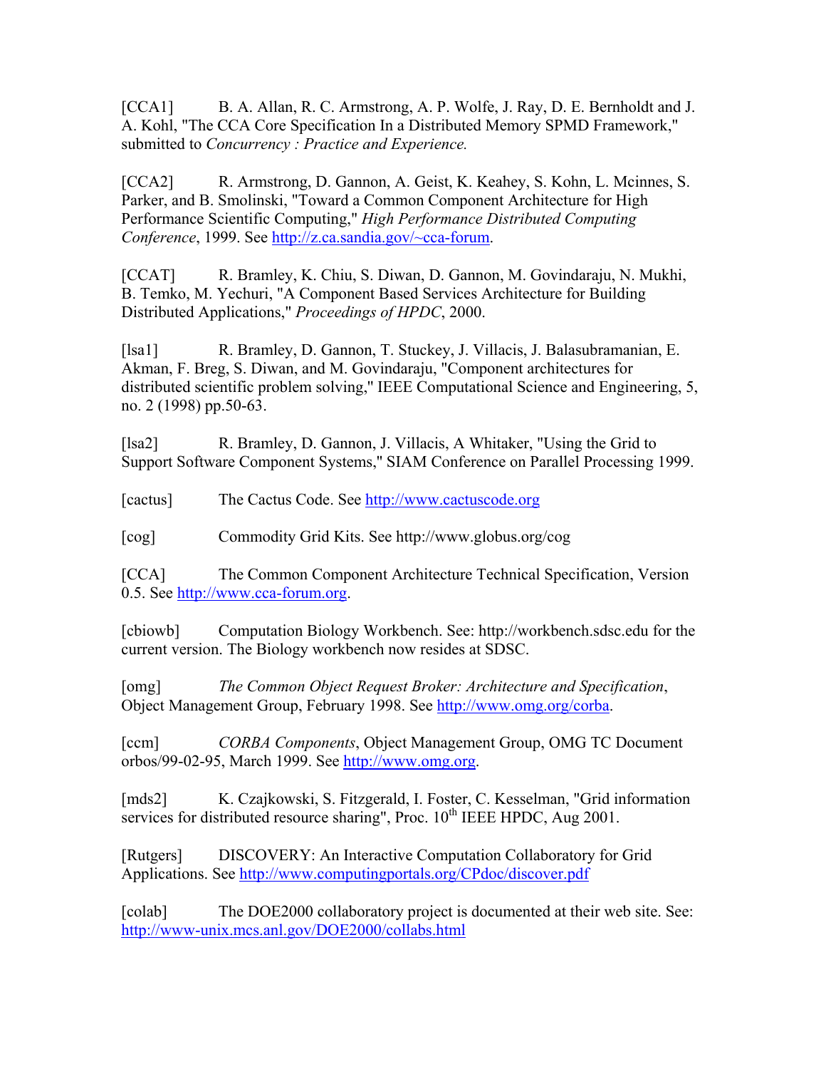[CCA1] B. A. Allan, R. C. Armstrong, A. P. Wolfe, J. Ray, D. E. Bernholdt and J. A. Kohl, "The CCA Core Specification In a Distributed Memory SPMD Framework," submitted to *Concurrency : Practice and Experience.*

[CCA2] R. Armstrong, D. Gannon, A. Geist, K. Keahey, S. Kohn, L. Mcinnes, S. Parker, and B. Smolinski, "Toward a Common Component Architecture for High Performance Scientific Computing," *High Performance Distributed Computing Conference*, 1999. See http://z.ca.sandia.gov/~cca-forum.

[CCAT] R. Bramley, K. Chiu, S. Diwan, D. Gannon, M. Govindaraju, N. Mukhi, B. Temko, M. Yechuri, "A Component Based Services Architecture for Building Distributed Applications," *Proceedings of HPDC*, 2000.

[lsa1] R. Bramley, D. Gannon, T. Stuckey, J. Villacis, J. Balasubramanian, E. Akman, F. Breg, S. Diwan, and M. Govindaraju, "Component architectures for distributed scientific problem solving," IEEE Computational Science and Engineering, 5, no. 2 (1998) pp.50-63.

[lsa2] R. Bramley, D. Gannon, J. Villacis, A Whitaker, "Using the Grid to Support Software Component Systems," SIAM Conference on Parallel Processing 1999.

[cactus] The Cactus Code. See http://www.cactuscode.org

[cog] Commodity Grid Kits. See http://www.globus.org/cog

[CCA] The Common Component Architecture Technical Specification, Version 0.5. See http://www.cca-forum.org.

[cbiowb] Computation Biology Workbench. See: http://workbench.sdsc.edu for the current version. The Biology workbench now resides at SDSC.

[omg] *The Common Object Request Broker: Architecture and Specification*, Object Management Group, February 1998. See http://www.omg.org/corba.

[ccm] *CORBA Components*, Object Management Group, OMG TC Document orbos/99-02-95, March 1999. See http://www.omg.org.

[mds2] K. Czajkowski, S. Fitzgerald, I. Foster, C. Kesselman, "Grid information services for distributed resource sharing", Proc. 10th IEEE HPDC, Aug 2001.

[Rutgers] DISCOVERY: An Interactive Computation Collaboratory for Grid Applications. See http://www.computingportals.org/CPdoc/discover.pdf

[colab] The DOE2000 collaboratory project is documented at their web site. See: http://www-unix.mcs.anl.gov/DOE2000/collabs.html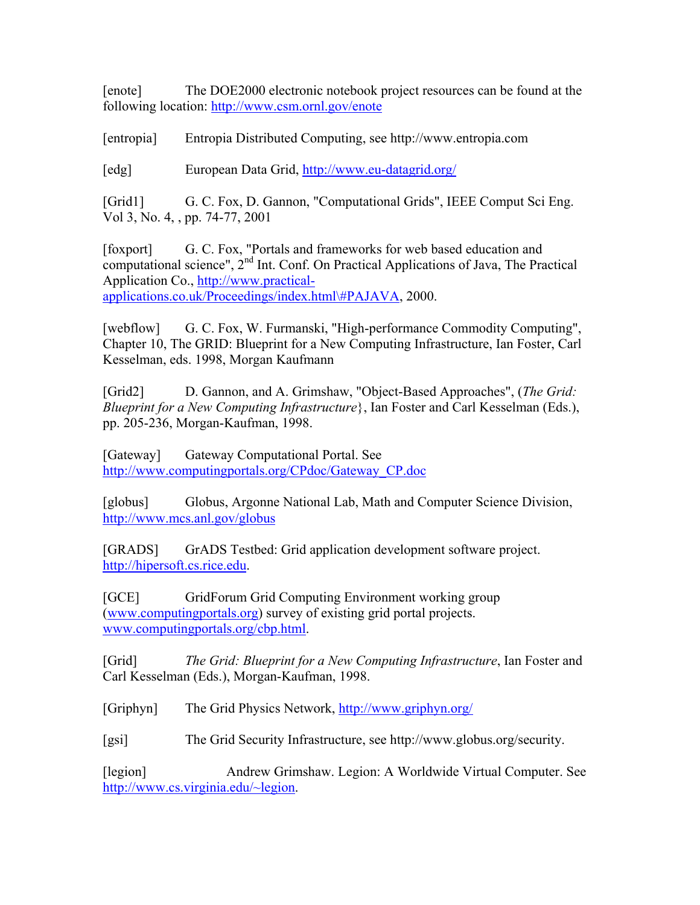[enote] The DOE2000 electronic notebook project resources can be found at the following location: http://www.csm.ornl.gov/enote

[entropia] Entropia Distributed Computing, see http://www.entropia.com

[edg] European Data Grid, http://www.eu-datagrid.org/

[Grid1] G. C. Fox, D. Gannon, "Computational Grids", IEEE Comput Sci Eng. Vol 3, No. 4, , pp. 74-77, 2001

[foxport] G. C. Fox, "Portals and frameworks for web based education and computational science", 2nd Int. Conf. On Practical Applications of Java, The Practical Application Co., http://www.practical-applications.co.uk/Proceedings/index.html\#PAJAVA, 2000.

[webflow] G. C. Fox, W. Furmanski, "High-performance Commodity Computing", Chapter 10, The GRID: Blueprint for a New Computing Infrastructure, Ian Foster, Carl Kesselman, eds. 1998, Morgan Kaufmann

[Grid2] D. Gannon, and A. Grimshaw, "Object-Based Approaches", (*The Grid: Blueprint for a New Computing Infrastructure*}, Ian Foster and Carl Kesselman (Eds.), pp. 205-236, Morgan-Kaufman, 1998.

[Gateway] Gateway Computational Portal. See http://www.computingportals.org/CPdoc/Gateway_CP.doc

[globus] Globus, Argonne National Lab, Math and Computer Science Division, http://www.mcs.anl.gov/globus

[GRADS] GrADS Testbed: Grid application development software project. http://hipersoft.cs.rice.edu.

[GCE] GridForum Grid Computing Environment working group (www.computingportals.org) survey of existing grid portal projects. www.computingportals.org/cbp.html.

[Grid] *The Grid: Blueprint for a New Computing Infrastructure*, Ian Foster and Carl Kesselman (Eds.), Morgan-Kaufman, 1998.

[Griphyn] The Grid Physics Network, http://www.griphyn.org/

[gsi] The Grid Security Infrastructure, see http://www.globus.org/security.

[legion] Andrew Grimshaw. Legion: A Worldwide Virtual Computer. See http://www.cs.virginia.edu/~legion.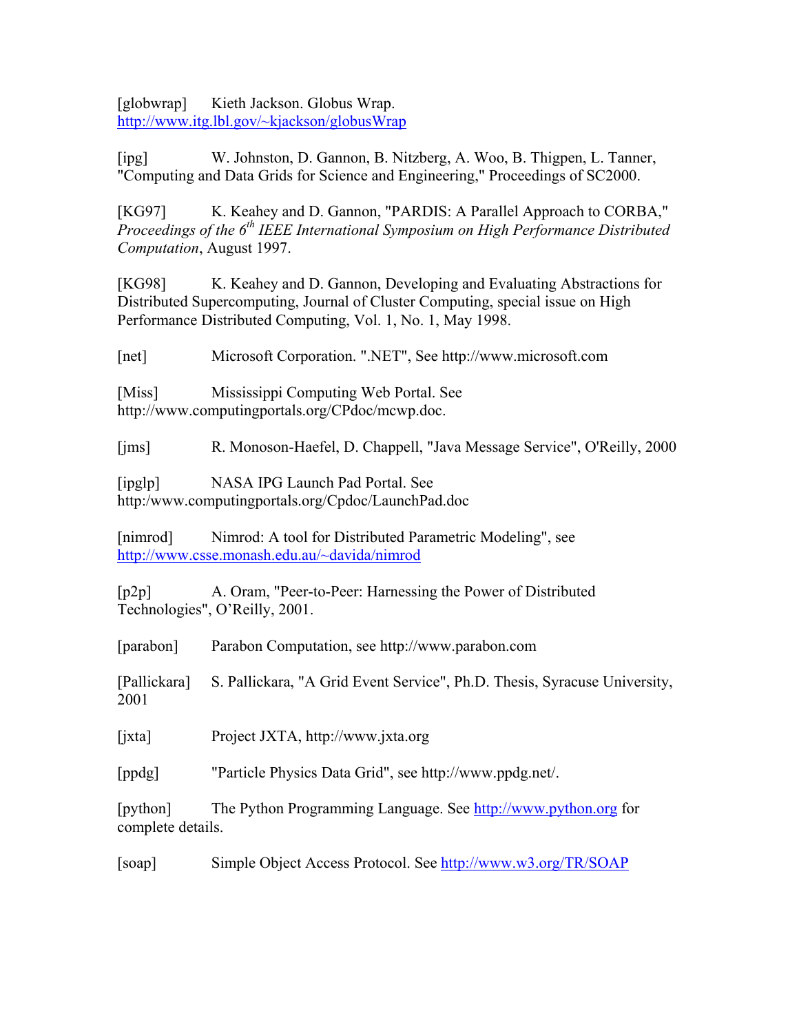[globwrap] Kieth Jackson. Globus Wrap. http://www.itg.lbl.gov/~kjackson/globusWrap

[ipg] W. Johnston, D. Gannon, B. Nitzberg, A. Woo, B. Thigpen, L. Tanner, "Computing and Data Grids for Science and Engineering," Proceedings of SC2000.

[KG97] K. Keahey and D. Gannon, "PARDIS: A Parallel Approach to CORBA," *Proceedings of the 6th IEEE International Symposium on High Performance Distributed Computation*, August 1997.

[KG98] K. Keahey and D. Gannon, Developing and Evaluating Abstractions for Distributed Supercomputing, Journal of Cluster Computing, special issue on High Performance Distributed Computing, Vol. 1, No. 1, May 1998.

[net] Microsoft Corporation. ".NET", See http://www.microsoft.com

[Miss] Mississippi Computing Web Portal. See http://www.computingportals.org/CPdoc/mcwp.doc.

[jms] R. Monoson-Haefel, D. Chappell, "Java Message Service", O'Reilly, 2000

[ipglp] NASA IPG Launch Pad Portal. See http:/www.computingportals.org/Cpdoc/LaunchPad.doc

[nimrod] Nimrod: A tool for Distributed Parametric Modeling", see http://www.csse.monash.edu.au/~davida/nimrod

[p2p] A. Oram, "Peer-to-Peer: Harnessing the Power of Distributed Technologies", O'Reilly, 2001.

[parabon] Parabon Computation, see http://www.parabon.com

[Pallickara] S. Pallickara, "A Grid Event Service", Ph.D. Thesis, Syracuse University, 2001

[jxta] Project JXTA, http://www.jxta.org

[ppdg] "Particle Physics Data Grid", see http://www.ppdg.net/.

[python] The Python Programming Language. See http://www.python.org for complete details.

[soap] Simple Object Access Protocol. See http://www.w3.org/TR/SOAP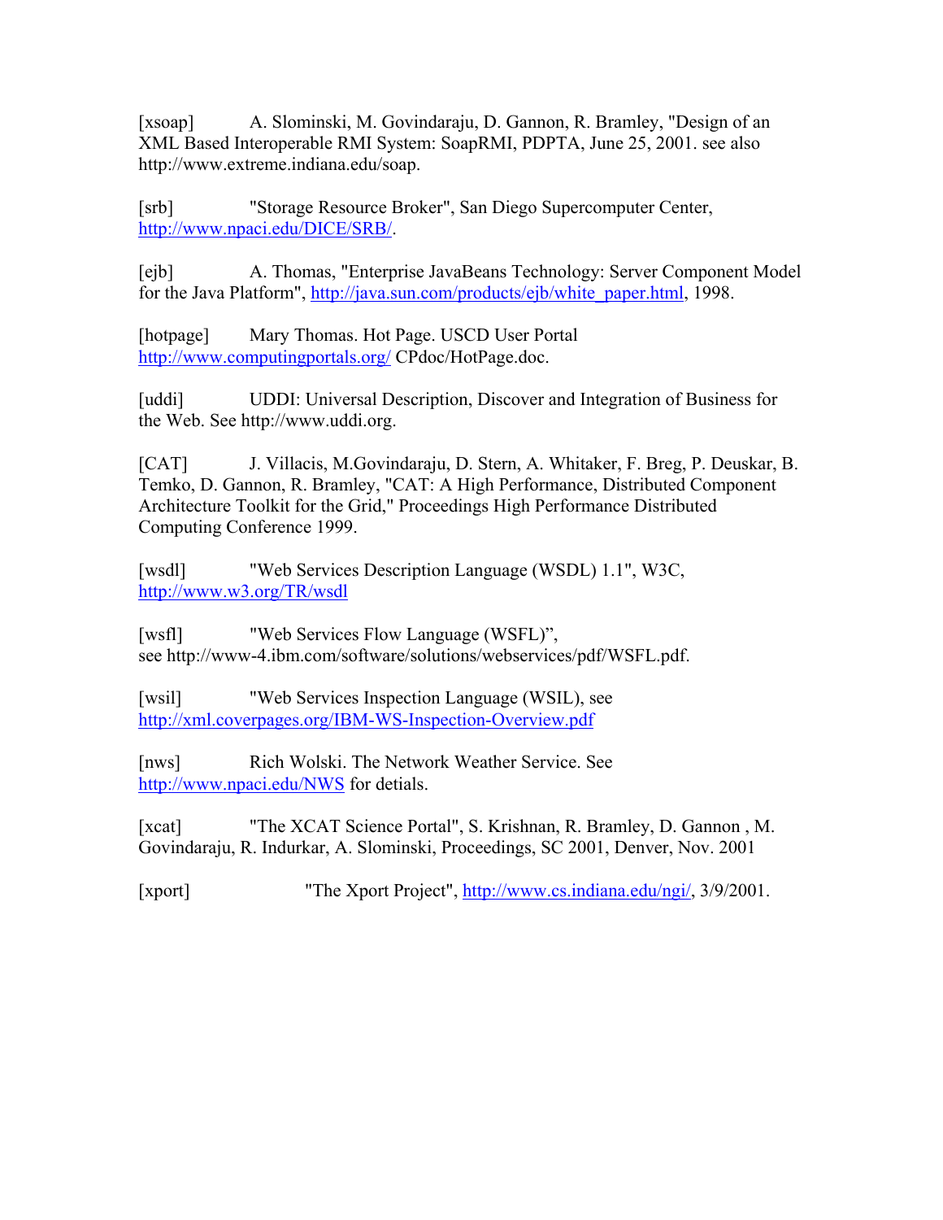[xsoap] A. Slominski, M. Govindaraju, D. Gannon, R. Bramley, "Design of an XML Based Interoperable RMI System: SoapRMI, PDPTA, June 25, 2001. see also http://www.extreme.indiana.edu/soap.

[srb] "Storage Resource Broker", San Diego Supercomputer Center, http://www.npaci.edu/DICE/SRB/.

[ejb] A. Thomas, "Enterprise JavaBeans Technology: Server Component Model for the Java Platform", http://java.sun.com/products/ejb/white_paper.html, 1998.

[hotpage] Mary Thomas. Hot Page. USCD User Portal http://www.computingportals.org/ CPdoc/HotPage.doc.

[uddi] UDDI: Universal Description, Discover and Integration of Business for the Web. See http://www.uddi.org.

[CAT] J. Villacis, M.Govindaraju, D. Stern, A. Whitaker, F. Breg, P. Deuskar, B. Temko, D. Gannon, R. Bramley, "CAT: A High Performance, Distributed Component Architecture Toolkit for the Grid," Proceedings High Performance Distributed Computing Conference 1999.

[wsdl] "Web Services Description Language (WSDL) 1.1", W3C, http://www.w3.org/TR/wsdl

[wsfl] "Web Services Flow Language (WSFL)", see http://www-4.ibm.com/software/solutions/webservices/pdf/WSFL.pdf.

[wsil] "Web Services Inspection Language (WSIL), see http://xml.coverpages.org/IBM-WS-Inspection-Overview.pdf

[nws] Rich Wolski. The Network Weather Service. See http://www.npaci.edu/NWS for detials.

[xcat] "The XCAT Science Portal", S. Krishnan, R. Bramley, D. Gannon , M. Govindaraju, R. Indurkar, A. Slominski, Proceedings, SC 2001, Denver, Nov. 2001

[xport] "The Xport Project", http://www.cs.indiana.edu/ngi/, 3/9/2001.